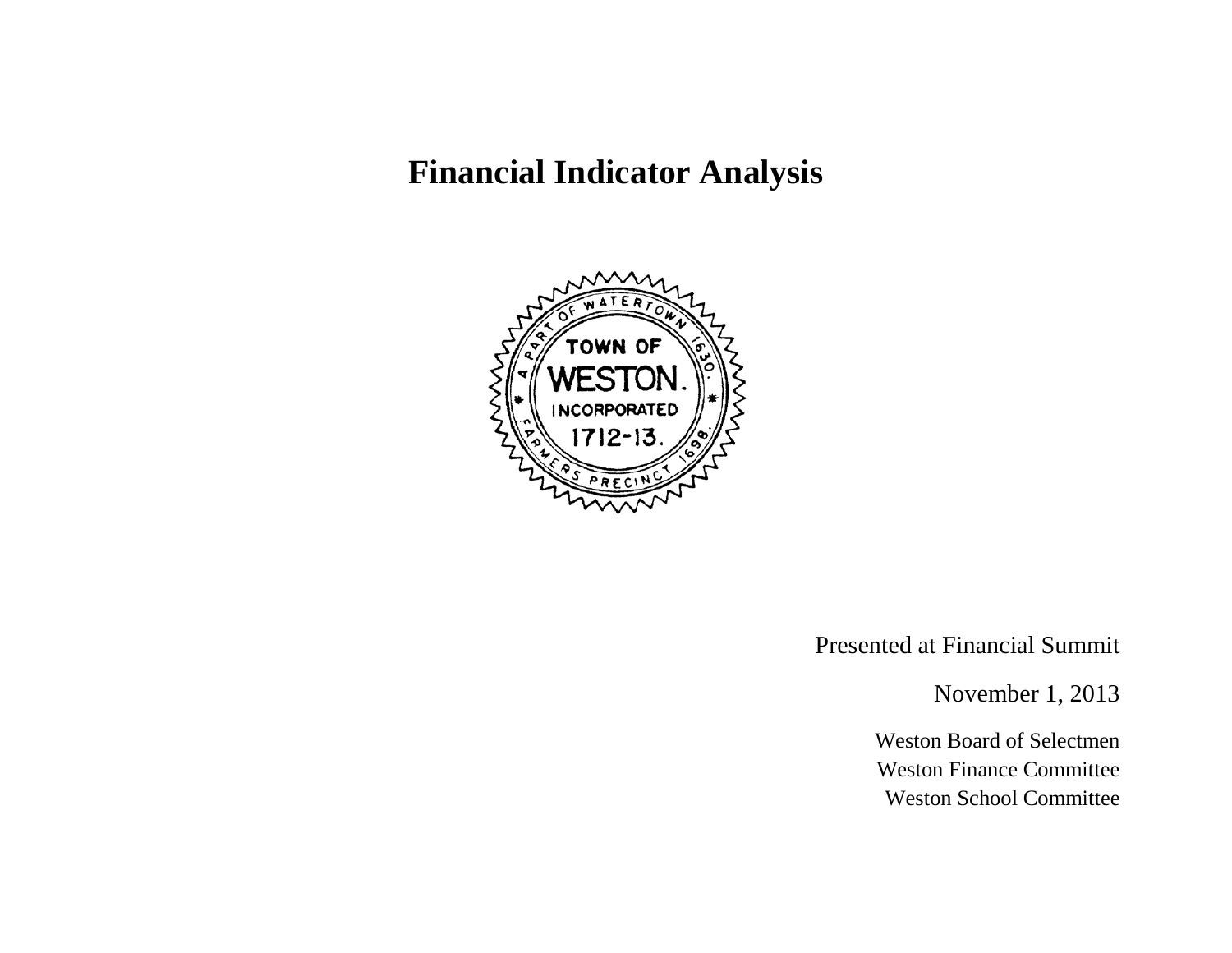# Financial Indicator Analysis

Presented at Financial Summit

November 1, 2013

Weston Board of Selectmen
Weston Finance Committee
Weston School Committee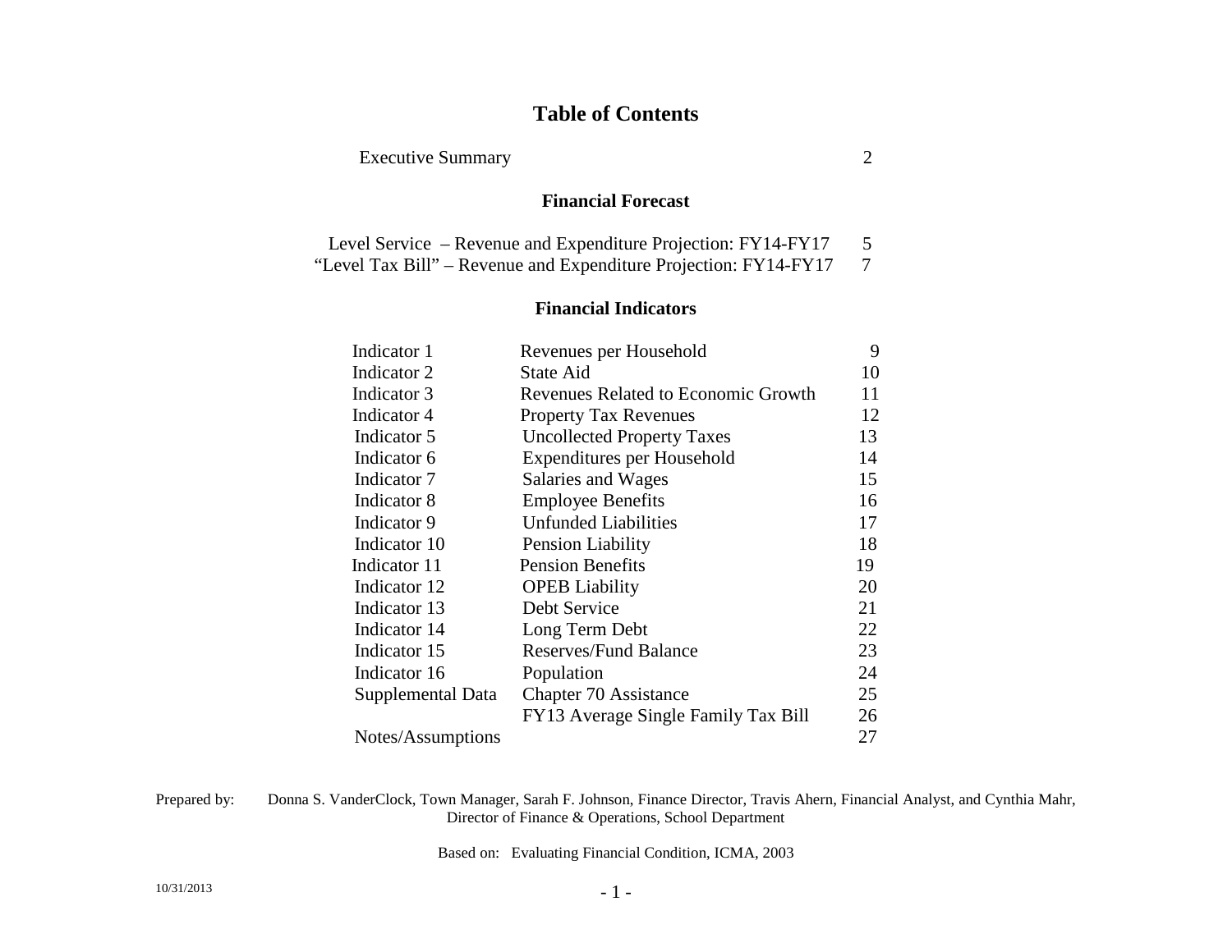# Table of Contents

| | |
|---|---|
| Executive Summary | 2 |

## Financial Forecast

| | |
|---|---|
| Level Service – Revenue and Expenditure Projection: FY14-FY17 | 5 |
| "Level Tax Bill" – Revenue and Expenditure Projection: FY14-FY17 | 7 |

## Financial Indicators

| | | |
|---|---|---|
| Indicator 1 | Revenues per Household | 9 |
| Indicator 2 | State Aid | 10 |
| Indicator 3 | Revenues Related to Economic Growth | 11 |
| Indicator 4 | Property Tax Revenues | 12 |
| Indicator 5 | Uncollected Property Taxes | 13 |
| Indicator 6 | Expenditures per Household | 14 |
| Indicator 7 | Salaries and Wages | 15 |
| Indicator 8 | Employee Benefits | 16 |
| Indicator 9 | Unfunded Liabilities | 17 |
| Indicator 10 | Pension Liability | 18 |
| Indicator 11 | Pension Benefits | 19 |
| Indicator 12 | OPEB Liability | 20 |
| Indicator 13 | Debt Service | 21 |
| Indicator 14 | Long Term Debt | 22 |
| Indicator 15 | Reserves/Fund Balance | 23 |
| Indicator 16 | Population | 24 |
| Supplemental Data | Chapter 70 Assistance | 25 |
| | FY13 Average Single Family Tax Bill | 26 |
| Notes/Assumptions | | 27 |

Prepared by: Donna S. VanderClock, Town Manager, Sarah F. Johnson, Finance Director, Travis Ahern, Financial Analyst, and Cynthia Mahr, Director of Finance & Operations, School Department

Based on: Evaluating Financial Condition, ICMA, 2003

10/31/2013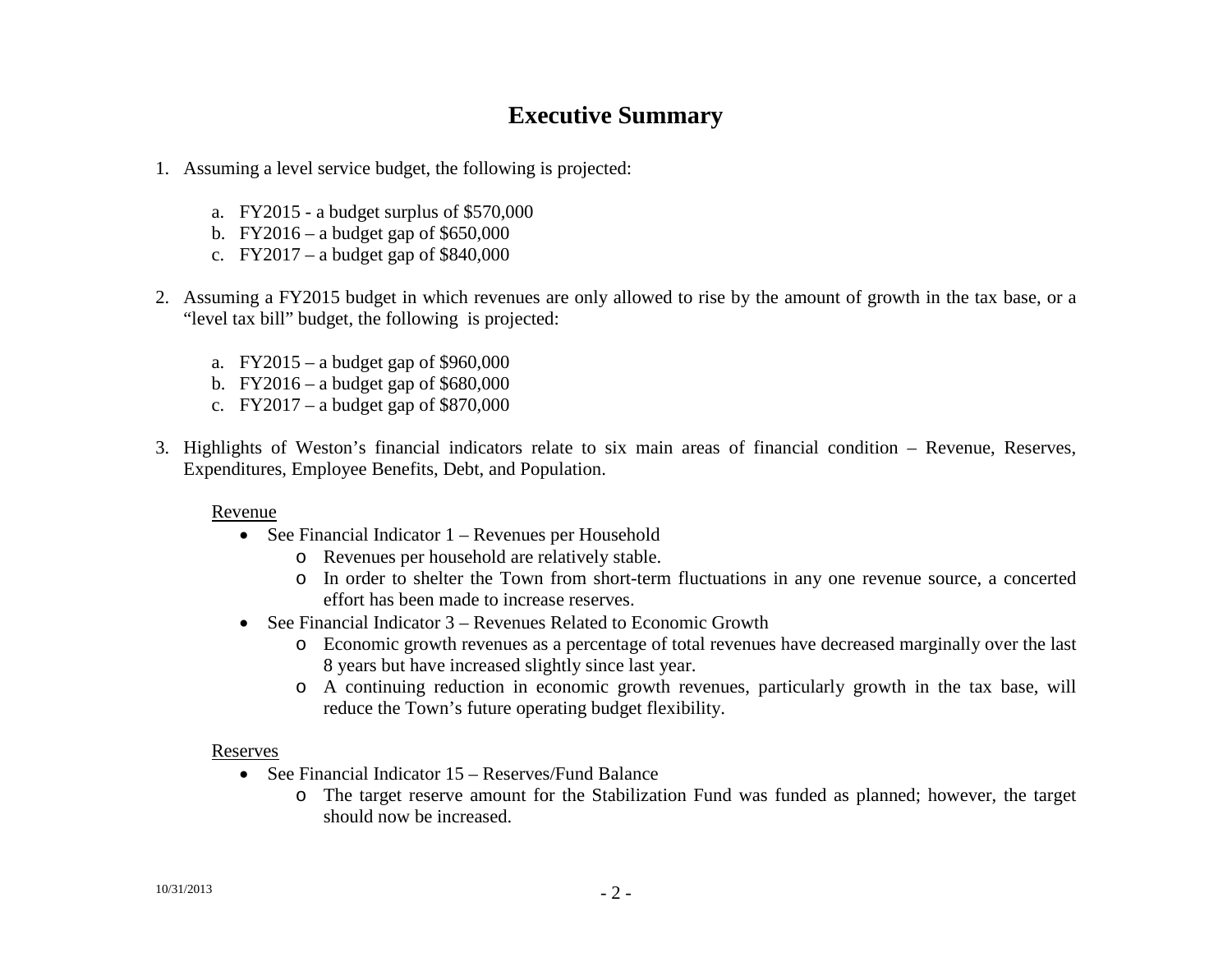# Executive Summary

1. Assuming a level service budget, the following is projected:

    a. FY2015 - a budget surplus of $570,000
    b. FY2016 – a budget gap of $650,000
    c. FY2017 – a budget gap of $840,000

2. Assuming a FY2015 budget in which revenues are only allowed to rise by the amount of growth in the tax base, or a "level tax bill" budget, the following is projected:

    a. FY2015 – a budget gap of $960,000
    b. FY2016 – a budget gap of $680,000
    c. FY2017 – a budget gap of $870,000

3. Highlights of Weston's financial indicators relate to six main areas of financial condition – Revenue, Reserves, Expenditures, Employee Benefits, Debt, and Population.

    Revenue

    - See Financial Indicator 1 – Revenues per Household
        - Revenues per household are relatively stable.
        - In order to shelter the Town from short-term fluctuations in any one revenue source, a concerted effort has been made to increase reserves.
    - See Financial Indicator 3 – Revenues Related to Economic Growth
        - Economic growth revenues as a percentage of total revenues have decreased marginally over the last 8 years but have increased slightly since last year.
        - A continuing reduction in economic growth revenues, particularly growth in the tax base, will reduce the Town's future operating budget flexibility.

    Reserves

    - See Financial Indicator 15 – Reserves/Fund Balance
        - The target reserve amount for the Stabilization Fund was funded as planned; however, the target should now be increased.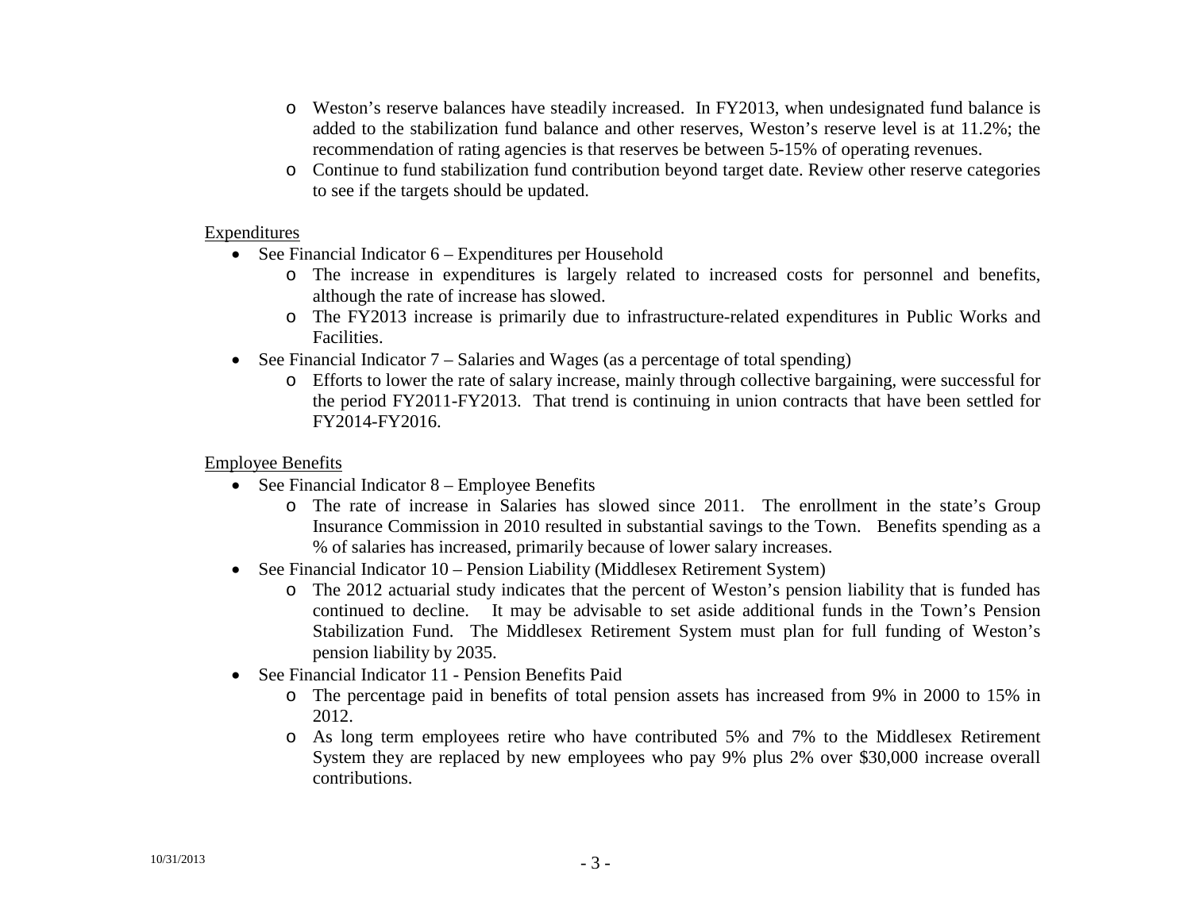- Weston's reserve balances have steadily increased. In FY2013, when undesignated fund balance is added to the stabilization fund balance and other reserves, Weston's reserve level is at 11.2%; the recommendation of rating agencies is that reserves be between 5-15% of operating revenues.
  - Continue to fund stabilization fund contribution beyond target date. Review other reserve categories to see if the targets should be updated.

<u>Expenditures</u>

- See Financial Indicator 6 – Expenditures per Household
  - The increase in expenditures is largely related to increased costs for personnel and benefits, although the rate of increase has slowed.
  - The FY2013 increase is primarily due to infrastructure-related expenditures in Public Works and Facilities.
- See Financial Indicator 7 – Salaries and Wages (as a percentage of total spending)
  - Efforts to lower the rate of salary increase, mainly through collective bargaining, were successful for the period FY2011-FY2013. That trend is continuing in union contracts that have been settled for FY2014-FY2016.

<u>Employee Benefits</u>

- See Financial Indicator 8 – Employee Benefits
  - The rate of increase in Salaries has slowed since 2011. The enrollment in the state's Group Insurance Commission in 2010 resulted in substantial savings to the Town. Benefits spending as a % of salaries has increased, primarily because of lower salary increases.
- See Financial Indicator 10 – Pension Liability (Middlesex Retirement System)
  - The 2012 actuarial study indicates that the percent of Weston's pension liability that is funded has continued to decline. It may be advisable to set aside additional funds in the Town's Pension Stabilization Fund. The Middlesex Retirement System must plan for full funding of Weston's pension liability by 2035.
- See Financial Indicator 11 - Pension Benefits Paid
  - The percentage paid in benefits of total pension assets has increased from 9% in 2000 to 15% in 2012.
  - As long term employees retire who have contributed 5% and 7% to the Middlesex Retirement System they are replaced by new employees who pay 9% plus 2% over $30,000 increase overall contributions.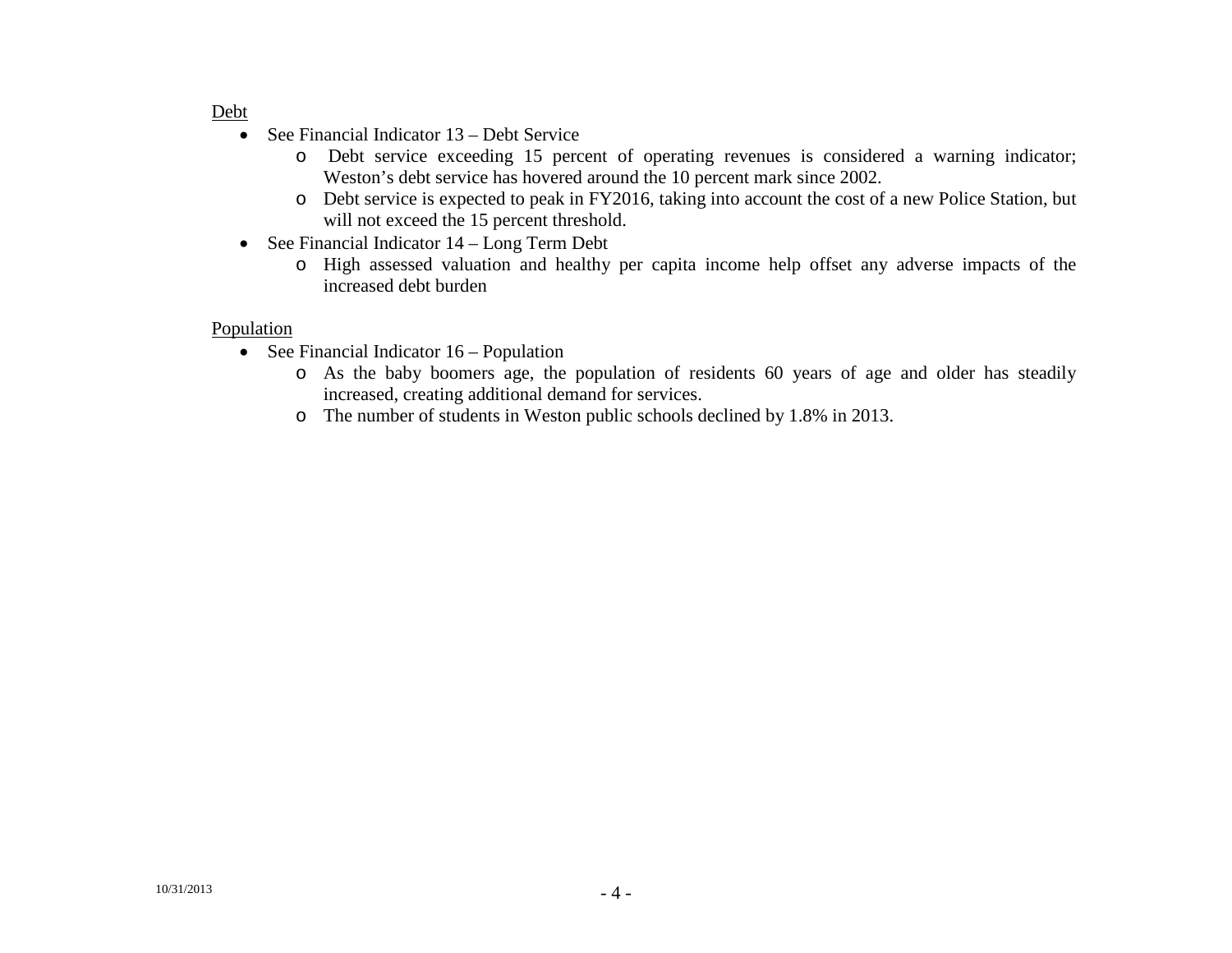<u>Debt</u>

- See Financial Indicator 13 – Debt Service
  - Debt service exceeding 15 percent of operating revenues is considered a warning indicator; Weston's debt service has hovered around the 10 percent mark since 2002.
  - Debt service is expected to peak in FY2016, taking into account the cost of a new Police Station, but will not exceed the 15 percent threshold.
- See Financial Indicator 14 – Long Term Debt
  - High assessed valuation and healthy per capita income help offset any adverse impacts of the increased debt burden

<u>Population</u>

- See Financial Indicator 16 – Population
  - As the baby boomers age, the population of residents 60 years of age and older has steadily increased, creating additional demand for services.
  - The number of students in Weston public schools declined by 1.8% in 2013.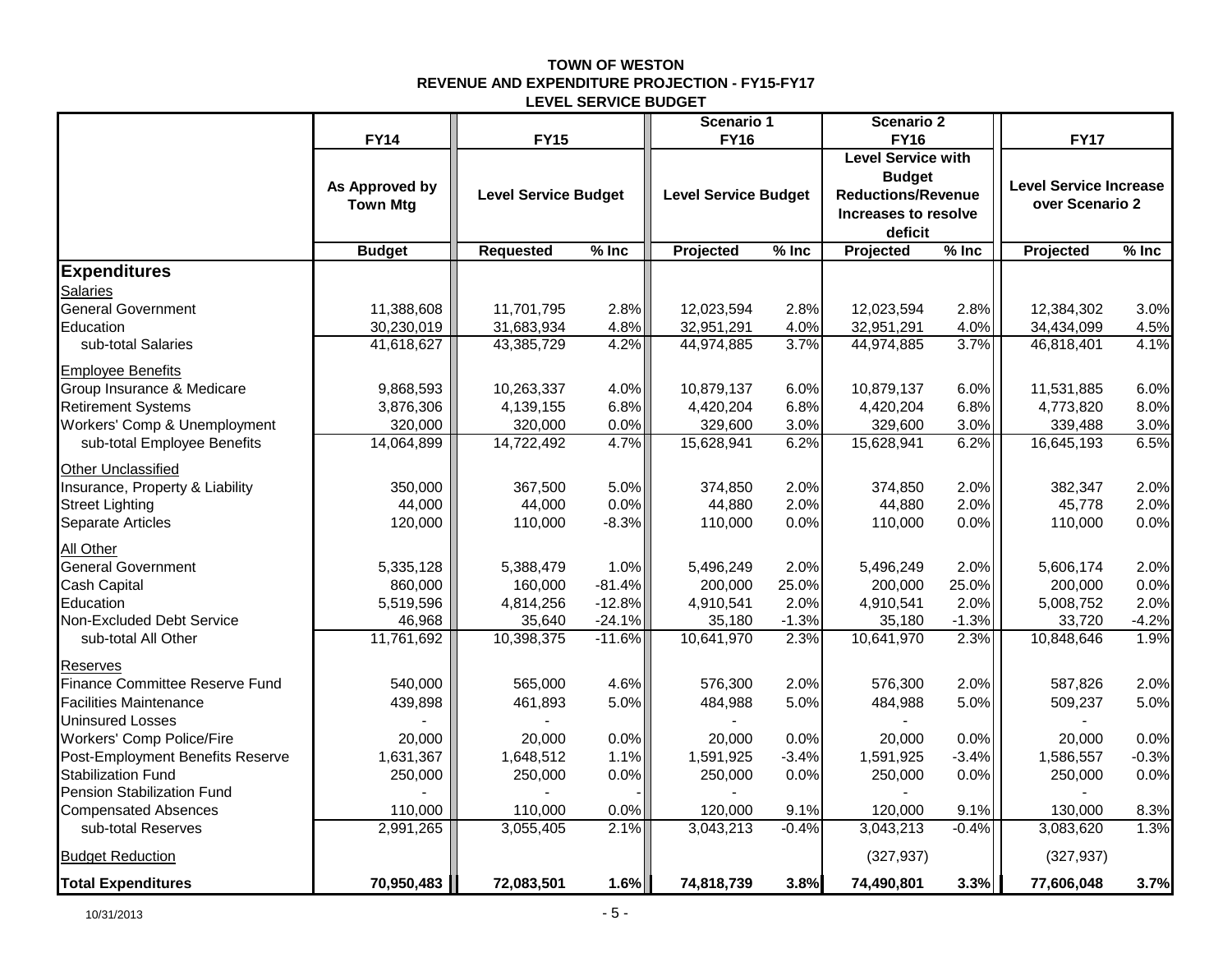**TOWN OF WESTON**
**REVENUE AND EXPENDITURE PROJECTION - FY15-FY17**
**LEVEL SERVICE BUDGET**

| | FY14 | FY15 | | Scenario 1 FY16 | | Scenario 2 FY16 | | FY17 | |
|---|---|---|---|---|---|---|---|---|---|
| | As Approved by Town Mtg | Level Service Budget | | Level Service Budget | | Level Service with Budget Reductions/Revenue Increases to resolve deficit | | Level Service Increase over Scenario 2 | |
| | Budget | Requested | % Inc | Projected | % Inc | Projected | % Inc | Projected | % Inc |
| **Expenditures** | | | | | | | | | |
| Salaries | | | | | | | | | |
| General Government | 11,388,608 | 11,701,795 | 2.8% | 12,023,594 | 2.8% | 12,023,594 | 2.8% | 12,384,302 | 3.0% |
| Education | 30,230,019 | 31,683,934 | 4.8% | 32,951,291 | 4.0% | 32,951,291 | 4.0% | 34,434,099 | 4.5% |
| sub-total Salaries | 41,618,627 | 43,385,729 | 4.2% | 44,974,885 | 3.7% | 44,974,885 | 3.7% | 46,818,401 | 4.1% |
| Employee Benefits | | | | | | | | | |
| Group Insurance & Medicare | 9,868,593 | 10,263,337 | 4.0% | 10,879,137 | 6.0% | 10,879,137 | 6.0% | 11,531,885 | 6.0% |
| Retirement Systems | 3,876,306 | 4,139,155 | 6.8% | 4,420,204 | 6.8% | 4,420,204 | 6.8% | 4,773,820 | 8.0% |
| Workers' Comp & Unemployment | 320,000 | 320,000 | 0.0% | 329,600 | 3.0% | 329,600 | 3.0% | 339,488 | 3.0% |
| sub-total Employee Benefits | 14,064,899 | 14,722,492 | 4.7% | 15,628,941 | 6.2% | 15,628,941 | 6.2% | 16,645,193 | 6.5% |
| Other Unclassified | | | | | | | | | |
| Insurance, Property & Liability | 350,000 | 367,500 | 5.0% | 374,850 | 2.0% | 374,850 | 2.0% | 382,347 | 2.0% |
| Street Lighting | 44,000 | 44,000 | 0.0% | 44,880 | 2.0% | 44,880 | 2.0% | 45,778 | 2.0% |
| Separate Articles | 120,000 | 110,000 | -8.3% | 110,000 | 0.0% | 110,000 | 0.0% | 110,000 | 0.0% |
| All Other | | | | | | | | | |
| General Government | 5,335,128 | 5,388,479 | 1.0% | 5,496,249 | 2.0% | 5,496,249 | 2.0% | 5,606,174 | 2.0% |
| Cash Capital | 860,000 | 160,000 | -81.4% | 200,000 | 25.0% | 200,000 | 25.0% | 200,000 | 0.0% |
| Education | 5,519,596 | 4,814,256 | -12.8% | 4,910,541 | 2.0% | 4,910,541 | 2.0% | 5,008,752 | 2.0% |
| Non-Excluded Debt Service | 46,968 | 35,640 | -24.1% | 35,180 | -1.3% | 35,180 | -1.3% | 33,720 | -4.2% |
| sub-total All Other | 11,761,692 | 10,398,375 | -11.6% | 10,641,970 | 2.3% | 10,641,970 | 2.3% | 10,848,646 | 1.9% |
| Reserves | | | | | | | | | |
| Finance Committee Reserve Fund | 540,000 | 565,000 | 4.6% | 576,300 | 2.0% | 576,300 | 2.0% | 587,826 | 2.0% |
| Facilities Maintenance | 439,898 | 461,893 | 5.0% | 484,988 | 5.0% | 484,988 | 5.0% | 509,237 | 5.0% |
| Uninsured Losses | - | - | | - | | - | | - | |
| Workers' Comp Police/Fire | 20,000 | 20,000 | 0.0% | 20,000 | 0.0% | 20,000 | 0.0% | 20,000 | 0.0% |
| Post-Employment Benefits Reserve | 1,631,367 | 1,648,512 | 1.1% | 1,591,925 | -3.4% | 1,591,925 | -3.4% | 1,586,557 | -0.3% |
| Stabilization Fund | 250,000 | 250,000 | 0.0% | 250,000 | 0.0% | 250,000 | 0.0% | 250,000 | 0.0% |
| Pension Stabilization Fund | - | - | - | - | | - | | - | |
| Compensated Absences | 110,000 | 110,000 | 0.0% | 120,000 | 9.1% | 120,000 | 9.1% | 130,000 | 8.3% |
| sub-total Reserves | 2,991,265 | 3,055,405 | 2.1% | 3,043,213 | -0.4% | 3,043,213 | -0.4% | 3,083,620 | 1.3% |
| Budget Reduction | | | | | | (327,937) | | (327,937) | |
| **Total Expenditures** | **70,950,483** | **72,083,501** | **1.6%** | **74,818,739** | **3.8%** | **74,490,801** | **3.3%** | **77,606,048** | **3.7%** |

10/31/2013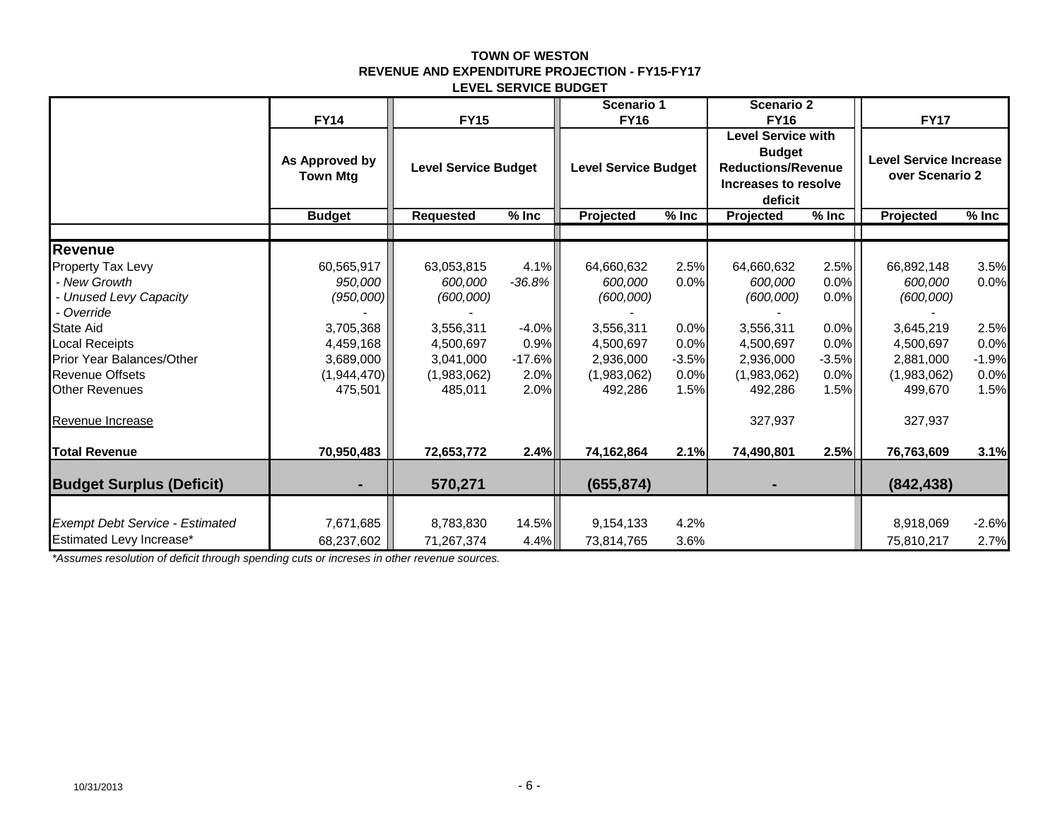**TOWN OF WESTON**
**REVENUE AND EXPENDITURE PROJECTION - FY15-FY17**
**LEVEL SERVICE BUDGET**

| | FY14 | FY15 | | Scenario 1 FY16 | | Scenario 2 FY16 | | FY17 | |
|---|---|---|---|---|---|---|---|---|---|
| | As Approved by Town Mtg | Level Service Budget | | Level Service Budget | | Level Service with Budget Reductions/Revenue Increases to resolve deficit | | Level Service Increase over Scenario 2 | |
| | **Budget** | **Requested** | **% Inc** | **Projected** | **% Inc** | **Projected** | **% Inc** | **Projected** | **% Inc** |
| **Revenue** | | | | | | | | | |
| Property Tax Levy | 60,565,917 | 63,053,815 | 4.1% | 64,660,632 | 2.5% | 64,660,632 | 2.5% | 66,892,148 | 3.5% |
| *- New Growth* | *950,000* | *600,000* | *-36.8%* | *600,000* | 0.0% | *600,000* | 0.0% | *600,000* | 0.0% |
| *- Unused Levy Capacity* | *(950,000)* | *(600,000)* | | *(600,000)* | | *(600,000)* | 0.0% | *(600,000)* | |
| *- Override* | - | - | | - | | - | | - | |
| State Aid | 3,705,368 | 3,556,311 | -4.0% | 3,556,311 | 0.0% | 3,556,311 | 0.0% | 3,645,219 | 2.5% |
| Local Receipts | 4,459,168 | 4,500,697 | 0.9% | 4,500,697 | 0.0% | 4,500,697 | 0.0% | 4,500,697 | 0.0% |
| Prior Year Balances/Other | 3,689,000 | 3,041,000 | -17.6% | 2,936,000 | -3.5% | 2,936,000 | -3.5% | 2,881,000 | -1.9% |
| Revenue Offsets | (1,944,470) | (1,983,062) | 2.0% | (1,983,062) | 0.0% | (1,983,062) | 0.0% | (1,983,062) | 0.0% |
| Other Revenues | 475,501 | 485,011 | 2.0% | 492,286 | 1.5% | 492,286 | 1.5% | 499,670 | 1.5% |
| Revenue Increase | | | | | | 327,937 | | 327,937 | |
| **Total Revenue** | **70,950,483** | **72,653,772** | **2.4%** | **74,162,864** | **2.1%** | **74,490,801** | **2.5%** | **76,763,609** | **3.1%** |
| **Budget Surplus (Deficit)** | **-** | **570,271** | | **(655,874)** | | **-** | | **(842,438)** | |
| *Exempt Debt Service - Estimated* | 7,671,685 | 8,783,830 | 14.5% | 9,154,133 | 4.2% | | | 8,918,069 | -2.6% |
| Estimated Levy Increase* | 68,237,602 | 71,267,374 | 4.4% | 73,814,765 | 3.6% | | | 75,810,217 | 2.7% |

*\*Assumes resolution of deficit through spending cuts or increses in other revenue sources.*

10/31/2013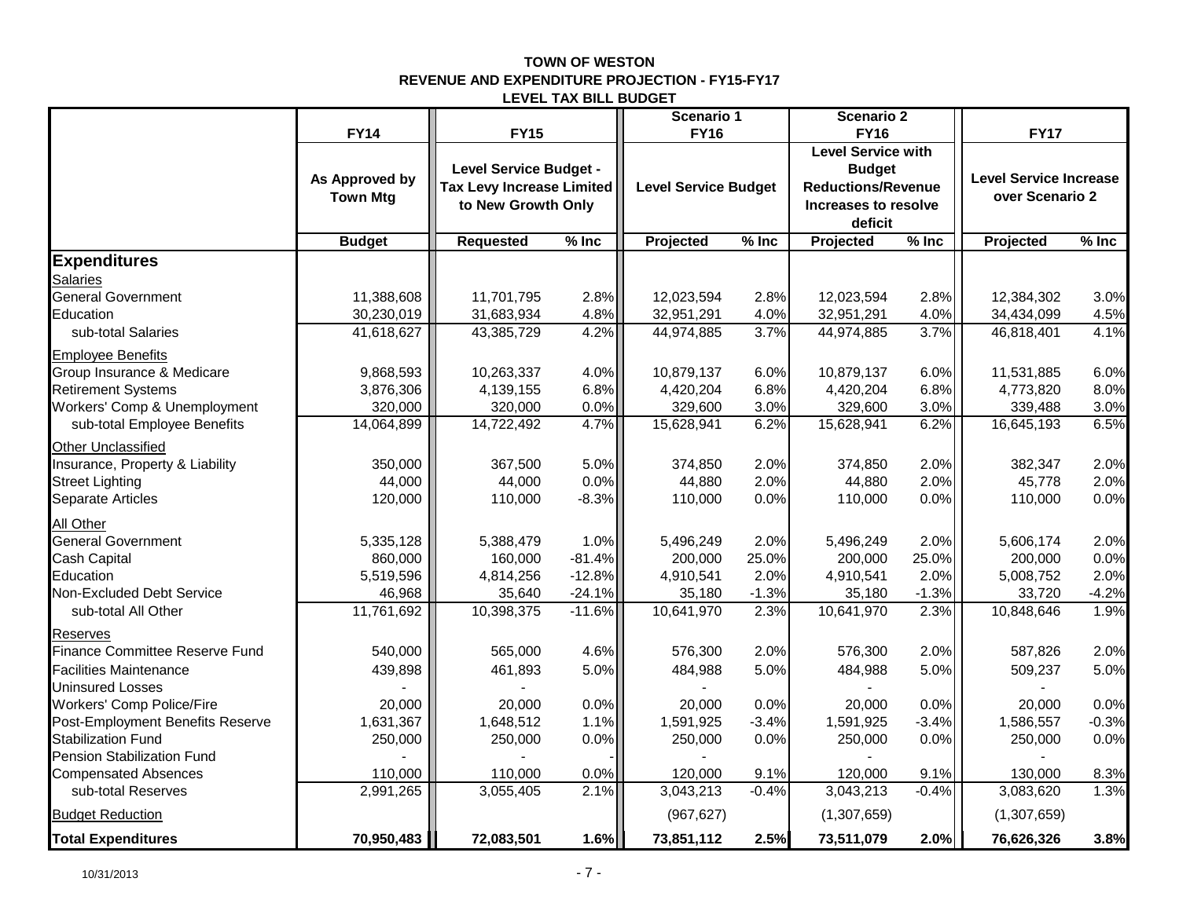# TOWN OF WESTON
## REVENUE AND EXPENDITURE PROJECTION - FY15-FY17
### LEVEL TAX BILL BUDGET

| | FY14 | FY15 | | Scenario 1 FY16 | | Scenario 2 FY16 | | FY17 | |
|---|---|---|---|---|---|---|---|---|---|
| | As Approved by Town Mtg | Level Service Budget - Tax Levy Increase Limited to New Growth Only | | Level Service Budget | | Level Service with Budget Reductions/Revenue Increases to resolve deficit | | Level Service Increase over Scenario 2 | |
| | Budget | Requested | % Inc | Projected | % Inc | Projected | % Inc | Projected | % Inc |
| **Expenditures** | | | | | | | | | |
| Salaries | | | | | | | | | |
| General Government | 11,388,608 | 11,701,795 | 2.8% | 12,023,594 | 2.8% | 12,023,594 | 2.8% | 12,384,302 | 3.0% |
| Education | 30,230,019 | 31,683,934 | 4.8% | 32,951,291 | 4.0% | 32,951,291 | 4.0% | 34,434,099 | 4.5% |
| sub-total Salaries | 41,618,627 | 43,385,729 | 4.2% | 44,974,885 | 3.7% | 44,974,885 | 3.7% | 46,818,401 | 4.1% |
| Employee Benefits | | | | | | | | | |
| Group Insurance & Medicare | 9,868,593 | 10,263,337 | 4.0% | 10,879,137 | 6.0% | 10,879,137 | 6.0% | 11,531,885 | 6.0% |
| Retirement Systems | 3,876,306 | 4,139,155 | 6.8% | 4,420,204 | 6.8% | 4,420,204 | 6.8% | 4,773,820 | 8.0% |
| Workers' Comp & Unemployment | 320,000 | 320,000 | 0.0% | 329,600 | 3.0% | 329,600 | 3.0% | 339,488 | 3.0% |
| sub-total Employee Benefits | 14,064,899 | 14,722,492 | 4.7% | 15,628,941 | 6.2% | 15,628,941 | 6.2% | 16,645,193 | 6.5% |
| Other Unclassified | | | | | | | | | |
| Insurance, Property & Liability | 350,000 | 367,500 | 5.0% | 374,850 | 2.0% | 374,850 | 2.0% | 382,347 | 2.0% |
| Street Lighting | 44,000 | 44,000 | 0.0% | 44,880 | 2.0% | 44,880 | 2.0% | 45,778 | 2.0% |
| Separate Articles | 120,000 | 110,000 | -8.3% | 110,000 | 0.0% | 110,000 | 0.0% | 110,000 | 0.0% |
| All Other | | | | | | | | | |
| General Government | 5,335,128 | 5,388,479 | 1.0% | 5,496,249 | 2.0% | 5,496,249 | 2.0% | 5,606,174 | 2.0% |
| Cash Capital | 860,000 | 160,000 | -81.4% | 200,000 | 25.0% | 200,000 | 25.0% | 200,000 | 0.0% |
| Education | 5,519,596 | 4,814,256 | -12.8% | 4,910,541 | 2.0% | 4,910,541 | 2.0% | 5,008,752 | 2.0% |
| Non-Excluded Debt Service | 46,968 | 35,640 | -24.1% | 35,180 | -1.3% | 35,180 | -1.3% | 33,720 | -4.2% |
| sub-total All Other | 11,761,692 | 10,398,375 | -11.6% | 10,641,970 | 2.3% | 10,641,970 | 2.3% | 10,848,646 | 1.9% |
| Reserves | | | | | | | | | |
| Finance Committee Reserve Fund | 540,000 | 565,000 | 4.6% | 576,300 | 2.0% | 576,300 | 2.0% | 587,826 | 2.0% |
| Facilities Maintenance | 439,898 | 461,893 | 5.0% | 484,988 | 5.0% | 484,988 | 5.0% | 509,237 | 5.0% |
| Uninsured Losses | - | - | | - | | - | | - | |
| Workers' Comp Police/Fire | 20,000 | 20,000 | 0.0% | 20,000 | 0.0% | 20,000 | 0.0% | 20,000 | 0.0% |
| Post-Employment Benefits Reserve | 1,631,367 | 1,648,512 | 1.1% | 1,591,925 | -3.4% | 1,591,925 | -3.4% | 1,586,557 | -0.3% |
| Stabilization Fund | 250,000 | 250,000 | 0.0% | 250,000 | 0.0% | 250,000 | 0.0% | 250,000 | 0.0% |
| Pension Stabilization Fund | - | - | - | - | | - | | - | |
| Compensated Absences | 110,000 | 110,000 | 0.0% | 120,000 | 9.1% | 120,000 | 9.1% | 130,000 | 8.3% |
| sub-total Reserves | 2,991,265 | 3,055,405 | 2.1% | 3,043,213 | -0.4% | 3,043,213 | -0.4% | 3,083,620 | 1.3% |
| Budget Reduction | | | | (967,627) | | (1,307,659) | | (1,307,659) | |
| **Total Expenditures** | **70,950,483** | **72,083,501** | **1.6%** | **73,851,112** | **2.5%** | **73,511,079** | **2.0%** | **76,626,326** | **3.8%** |

10/31/2013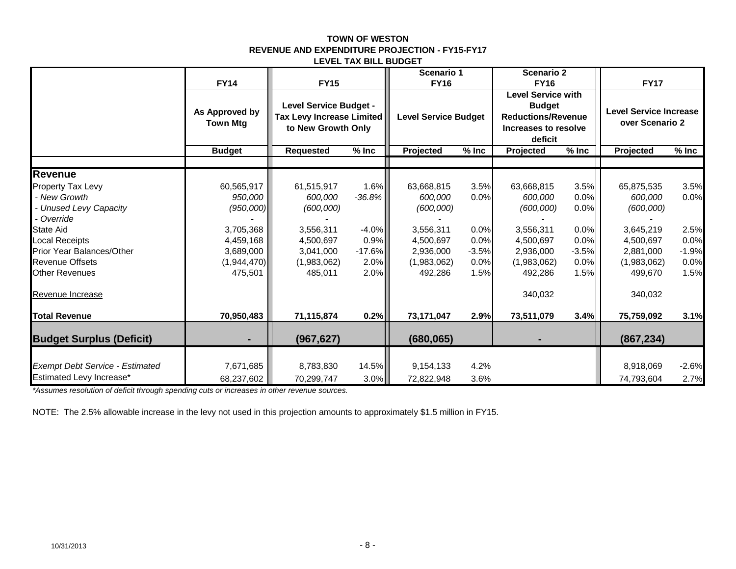**TOWN OF WESTON**
**REVENUE AND EXPENDITURE PROJECTION - FY15-FY17**
**LEVEL TAX BILL BUDGET**

| | FY14 | FY15 | | Scenario 1 FY16 | | Scenario 2 FY16 | | FY17 | |
|---|---|---|---|---|---|---|---|---|---|
| | As Approved by Town Mtg | Level Service Budget - Tax Levy Increase Limited to New Growth Only | | Level Service Budget | | Level Service with Budget Reductions/Revenue Increases to resolve deficit | | Level Service Increase over Scenario 2 | |
| | **Budget** | **Requested** | **% Inc** | **Projected** | **% Inc** | **Projected** | **% Inc** | **Projected** | **% Inc** |
| **Revenue** | | | | | | | | | |
| Property Tax Levy | 60,565,917 | 61,515,917 | 1.6% | 63,668,815 | 3.5% | 63,668,815 | 3.5% | 65,875,535 | 3.5% |
| *- New Growth* | *950,000* | *600,000* | *-36.8%* | *600,000* | 0.0% | *600,000* | 0.0% | *600,000* | 0.0% |
| *- Unused Levy Capacity* | *(950,000)* | *(600,000)* | | *(600,000)* | | *(600,000)* | 0.0% | *(600,000)* | |
| *- Override* | - | - | | - | | - | | - | |
| State Aid | 3,705,368 | 3,556,311 | -4.0% | 3,556,311 | 0.0% | 3,556,311 | 0.0% | 3,645,219 | 2.5% |
| Local Receipts | 4,459,168 | 4,500,697 | 0.9% | 4,500,697 | 0.0% | 4,500,697 | 0.0% | 4,500,697 | 0.0% |
| Prior Year Balances/Other | 3,689,000 | 3,041,000 | -17.6% | 2,936,000 | -3.5% | 2,936,000 | -3.5% | 2,881,000 | -1.9% |
| Revenue Offsets | (1,944,470) | (1,983,062) | 2.0% | (1,983,062) | 0.0% | (1,983,062) | 0.0% | (1,983,062) | 0.0% |
| Other Revenues | 475,501 | 485,011 | 2.0% | 492,286 | 1.5% | 492,286 | 1.5% | 499,670 | 1.5% |
| Revenue Increase | | | | | | 340,032 | | 340,032 | |
| **Total Revenue** | **70,950,483** | **71,115,874** | **0.2%** | **73,171,047** | **2.9%** | **73,511,079** | **3.4%** | **75,759,092** | **3.1%** |
| **Budget Surplus (Deficit)** | **-** | **(967,627)** | | **(680,065)** | | **-** | | **(867,234)** | |
| *Exempt Debt Service - Estimated* | 7,671,685 | 8,783,830 | 14.5% | 9,154,133 | 4.2% | | | 8,918,069 | -2.6% |
| Estimated Levy Increase* | 68,237,602 | 70,299,747 | 3.0% | 72,822,948 | 3.6% | | | 74,793,604 | 2.7% |

*\*Assumes resolution of deficit through spending cuts or increases in other revenue sources.*

NOTE: The 2.5% allowable increase in the levy not used in this projection amounts to approximately $1.5 million in FY15.

10/31/2013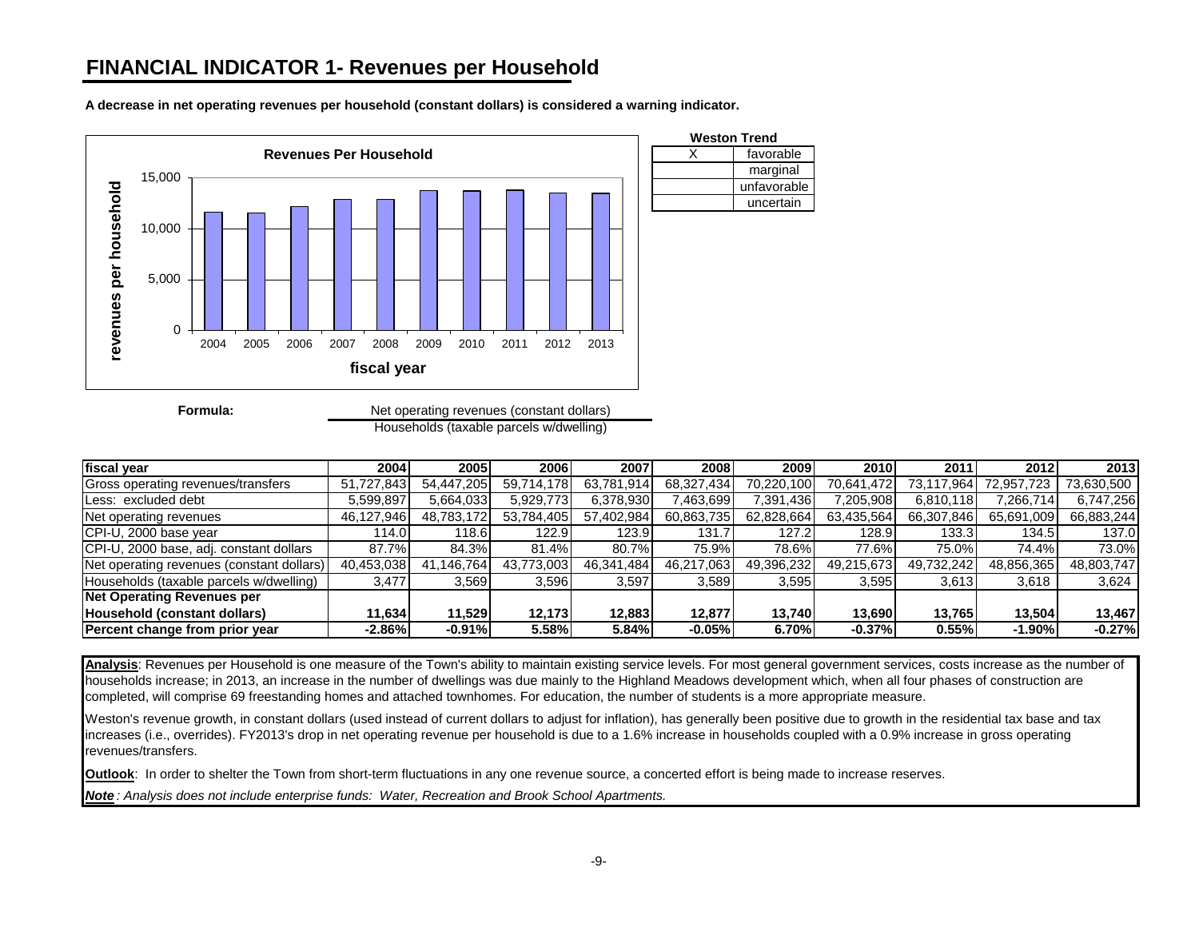# FINANCIAL INDICATOR 1- Revenues per Household

**A decrease in net operating revenues per household (constant dollars) is considered a warning indicator.**

**Revenues Per Household**

| | **Weston Trend** |
|---|---|
| X | favorable |
| | marginal |
| | unfavorable |
| | uncertain |

**Formula:** Net operating revenues (constant dollars) / Households (taxable parcels w/dwelling)

| fiscal year | 2004 | 2005 | 2006 | 2007 | 2008 | 2009 | 2010 | 2011 | 2012 | 2013 |
|---|---|---|---|---|---|---|---|---|---|---|
| Gross operating revenues/transfers | 51,727,843 | 54,447,205 | 59,714,178 | 63,781,914 | 68,327,434 | 70,220,100 | 70,641,472 | 73,117,964 | 72,957,723 | 73,630,500 |
| Less: excluded debt | 5,599,897 | 5,664,033 | 5,929,773 | 6,378,930 | 7,463,699 | 7,391,436 | 7,205,908 | 6,810,118 | 7,266,714 | 6,747,256 |
| Net operating revenues | 46,127,946 | 48,783,172 | 53,784,405 | 57,402,984 | 60,863,735 | 62,828,664 | 63,435,564 | 66,307,846 | 65,691,009 | 66,883,244 |
| CPI-U, 2000 base year | 114.0 | 118.6 | 122.9 | 123.9 | 131.7 | 127.2 | 128.9 | 133.3 | 134.5 | 137.0 |
| CPI-U, 2000 base, adj. constant dollars | 87.7% | 84.3% | 81.4% | 80.7% | 75.9% | 78.6% | 77.6% | 75.0% | 74.4% | 73.0% |
| Net operating revenues (constant dollars) | 40,453,038 | 41,146,764 | 43,773,003 | 46,341,484 | 46,217,063 | 49,396,232 | 49,215,673 | 49,732,242 | 48,856,365 | 48,803,747 |
| Households (taxable parcels w/dwelling) | 3,477 | 3,569 | 3,596 | 3,597 | 3,589 | 3,595 | 3,595 | 3,613 | 3,618 | 3,624 |
| **Net Operating Revenues per Household (constant dollars)** | **11,634** | **11,529** | **12,173** | **12,883** | **12,877** | **13,740** | **13,690** | **13,765** | **13,504** | **13,467** |
| **Percent change from prior year** | **-2.86%** | **-0.91%** | **5.58%** | **5.84%** | **-0.05%** | **6.70%** | **-0.37%** | **0.55%** | **-1.90%** | **-0.27%** |

**Analysis**: Revenues per Household is one measure of the Town's ability to maintain existing service levels. For most general government services, costs increase as the number of households increase; in 2013, an increase in the number of dwellings was due mainly to the Highland Meadows development which, when all four phases of construction are completed, will comprise 69 freestanding homes and attached townhomes. For education, the number of students is a more appropriate measure.

Weston's revenue growth, in constant dollars (used instead of current dollars to adjust for inflation), has generally been positive due to growth in the residential tax base and tax increases (i.e., overrides). FY2013's drop in net operating revenue per household is due to a 1.6% increase in households coupled with a 0.9% increase in gross operating revenues/transfers.

**Outlook**: In order to shelter the Town from short-term fluctuations in any one revenue source, a concerted effort is being made to increase reserves.

***Note****: Analysis does not include enterprise funds: Water, Recreation and Brook School Apartments.*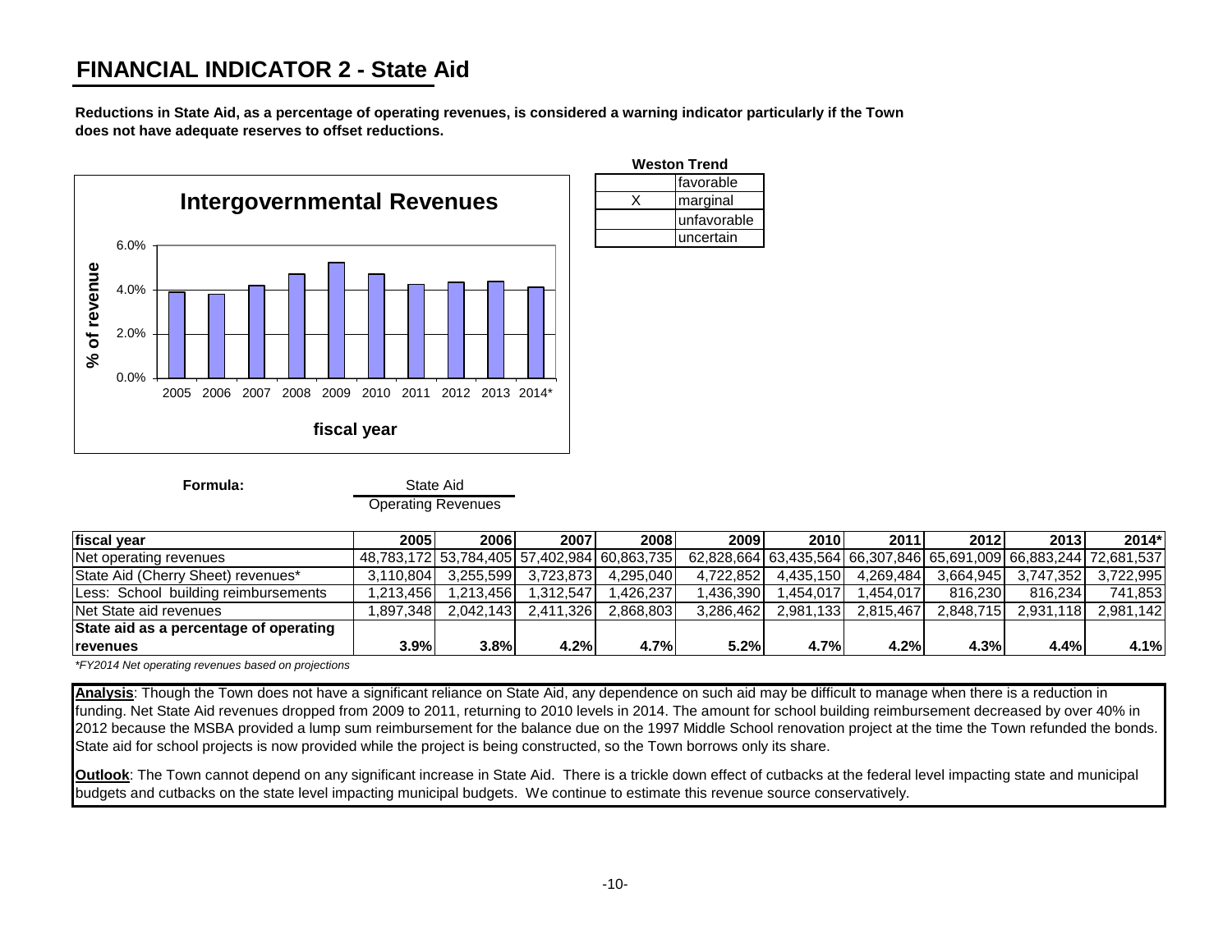# FINANCIAL INDICATOR 2 - State Aid

**Reductions in State Aid, as a percentage of operating revenues, is considered a warning indicator particularly if the Town does not have adequate reserves to offset reductions.**

**Weston Trend**

| | |
|---|---|
| | favorable |
| X | marginal |
| | unfavorable |
| | uncertain |

**Formula:** State Aid / Operating Revenues

| fiscal year | 2005 | 2006 | 2007 | 2008 | 2009 | 2010 | 2011 | 2012 | 2013 | 2014* |
|---|---|---|---|---|---|---|---|---|---|---|
| Net operating revenues | 48,783,172 | 53,784,405 | 57,402,984 | 60,863,735 | 62,828,664 | 63,435,564 | 66,307,846 | 65,691,009 | 66,883,244 | 72,681,537 |
| State Aid (Cherry Sheet) revenues* | 3,110,804 | 3,255,599 | 3,723,873 | 4,295,040 | 4,722,852 | 4,435,150 | 4,269,484 | 3,664,945 | 3,747,352 | 3,722,995 |
| Less: School building reimbursements | 1,213,456 | 1,213,456 | 1,312,547 | 1,426,237 | 1,436,390 | 1,454,017 | 1,454,017 | 816,230 | 816,234 | 741,853 |
| Net State aid revenues | 1,897,348 | 2,042,143 | 2,411,326 | 2,868,803 | 3,286,462 | 2,981,133 | 2,815,467 | 2,848,715 | 2,931,118 | 2,981,142 |
| **State aid as a percentage of operating revenues** | **3.9%** | **3.8%** | **4.2%** | **4.7%** | **5.2%** | **4.7%** | **4.2%** | **4.3%** | **4.4%** | **4.1%** |

*\*FY2014 Net operating revenues based on projections*

**Analysis**: Though the Town does not have a significant reliance on State Aid, any dependence on such aid may be difficult to manage when there is a reduction in funding. Net State Aid revenues dropped from 2009 to 2011, returning to 2010 levels in 2014. The amount for school building reimbursement decreased by over 40% in 2012 because the MSBA provided a lump sum reimbursement for the balance due on the 1997 Middle School renovation project at the time the Town refunded the bonds. State aid for school projects is now provided while the project is being constructed, so the Town borrows only its share.

**Outlook**: The Town cannot depend on any significant increase in State Aid. There is a trickle down effect of cutbacks at the federal level impacting state and municipal budgets and cutbacks on the state level impacting municipal budgets. We continue to estimate this revenue source conservatively.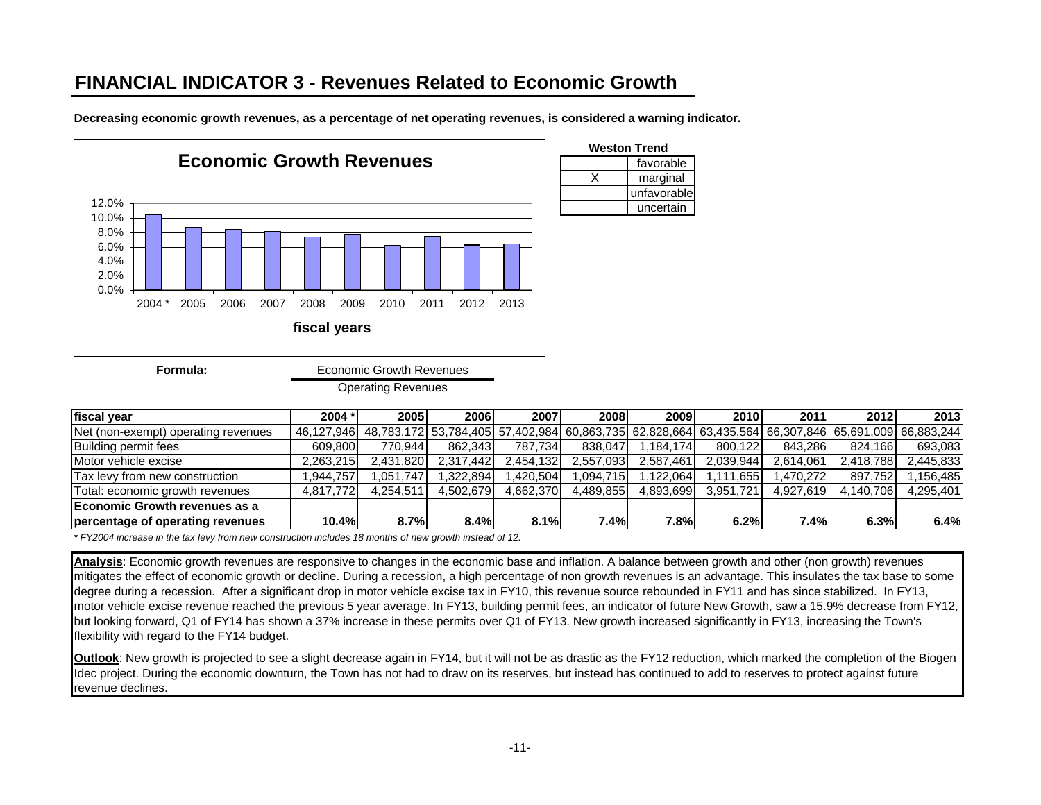# FINANCIAL INDICATOR 3 - Revenues Related to Economic Growth

**Decreasing economic growth revenues, as a percentage of net operating revenues, is considered a warning indicator.**

**Economic Growth Revenues**

| | 2004 * | 2005 | 2006 | 2007 | 2008 | 2009 | 2010 | 2011 | 2012 | 2013 |
|---|---|---|---|---|---|---|---|---|---|---|
| fiscal years | 10.4% | 8.7% | 8.4% | 8.1% | 7.4% | 7.8% | 6.2% | 7.4% | 6.3% | 6.4% |

**Weston Trend**

| | |
|---|---|
| | favorable |
| X | marginal |
| | unfavorable |
| | uncertain |

**Formula:** $\frac{\text{Economic Growth Revenues}}{\text{Operating Revenues}}$

| fiscal year | 2004 * | 2005 | 2006 | 2007 | 2008 | 2009 | 2010 | 2011 | 2012 | 2013 |
|---|---|---|---|---|---|---|---|---|---|---|
| Net (non-exempt) operating revenues | 46,127,946 | 48,783,172 | 53,784,405 | 57,402,984 | 60,863,735 | 62,828,664 | 63,435,564 | 66,307,846 | 65,691,009 | 66,883,244 |
| Building permit fees | 609,800 | 770,944 | 862,343 | 787,734 | 838,047 | 1,184,174 | 800,122 | 843,286 | 824,166 | 693,083 |
| Motor vehicle excise | 2,263,215 | 2,431,820 | 2,317,442 | 2,454,132 | 2,557,093 | 2,587,461 | 2,039,944 | 2,614,061 | 2,418,788 | 2,445,833 |
| Tax levy from new construction | 1,944,757 | 1,051,747 | 1,322,894 | 1,420,504 | 1,094,715 | 1,122,064 | 1,111,655 | 1,470,272 | 897,752 | 1,156,485 |
| Total: economic growth revenues | 4,817,772 | 4,254,511 | 4,502,679 | 4,662,370 | 4,489,855 | 4,893,699 | 3,951,721 | 4,927,619 | 4,140,706 | 4,295,401 |
| **Economic Growth revenues as a percentage of operating revenues** | **10.4%** | **8.7%** | **8.4%** | **8.1%** | **7.4%** | **7.8%** | **6.2%** | **7.4%** | **6.3%** | **6.4%** |

*\* FY2004 increase in the tax levy from new construction includes 18 months of new growth instead of 12.*

**Analysis**: Economic growth revenues are responsive to changes in the economic base and inflation. A balance between growth and other (non growth) revenues mitigates the effect of economic growth or decline. During a recession, a high percentage of non growth revenues is an advantage. This insulates the tax base to some degree during a recession. After a significant drop in motor vehicle excise tax in FY10, this revenue source rebounded in FY11 and has since stabilized. In FY13, motor vehicle excise revenue reached the previous 5 year average. In FY13, building permit fees, an indicator of future New Growth, saw a 15.9% decrease from FY12, but looking forward, Q1 of FY14 has shown a 37% increase in these permits over Q1 of FY13. New growth increased significantly in FY13, increasing the Town's flexibility with regard to the FY14 budget.

**Outlook**: New growth is projected to see a slight decrease again in FY14, but it will not be as drastic as the FY12 reduction, which marked the completion of the Biogen Idec project. During the economic downturn, the Town has not had to draw on its reserves, but instead has continued to add to reserves to protect against future revenue declines.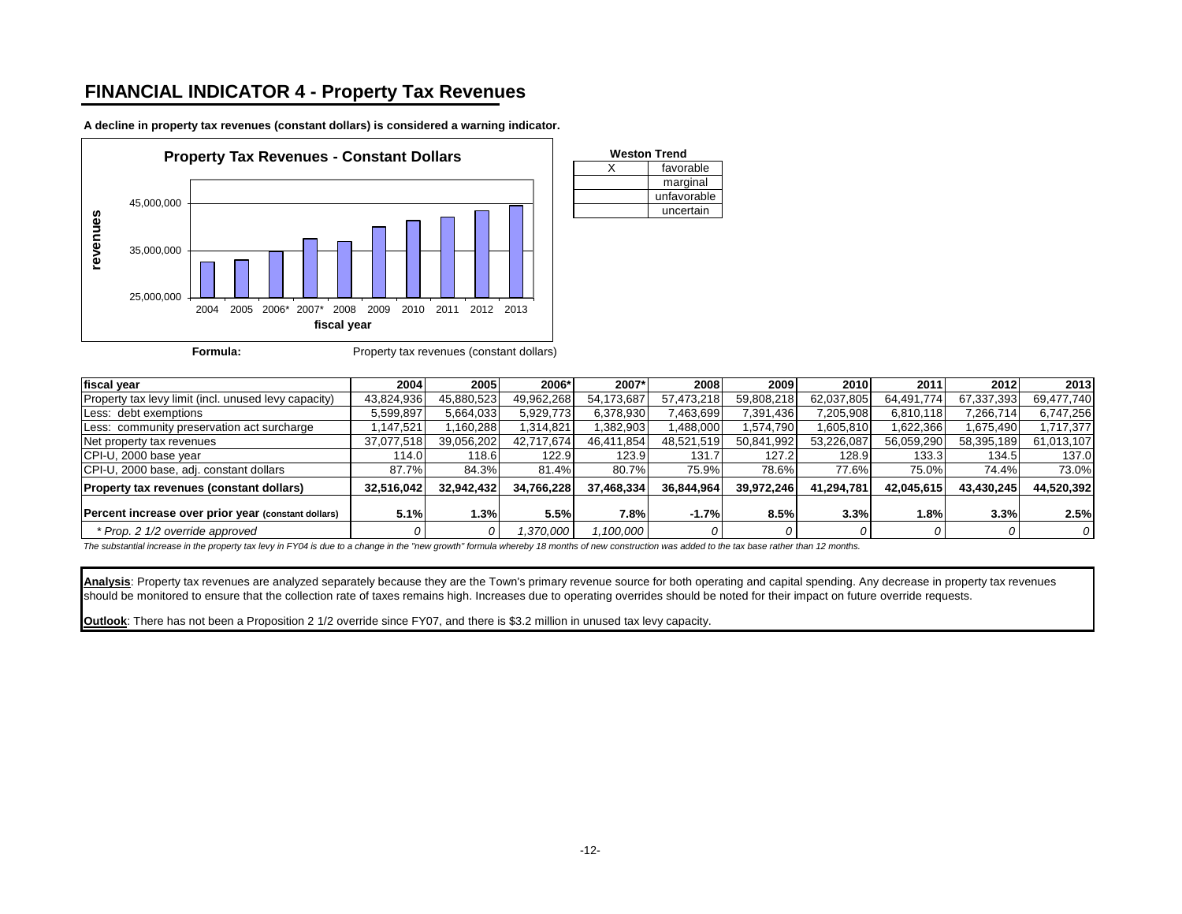# FINANCIAL INDICATOR 4 - Property Tax Revenues

**A decline in property tax revenues (constant dollars) is considered a warning indicator.**

| Weston Trend | |
|---|---|
| X | favorable |
| | marginal |
| | unfavorable |
| | uncertain |

**Formula:** Property tax revenues (constant dollars)

| fiscal year | 2004 | 2005 | 2006* | 2007* | 2008 | 2009 | 2010 | 2011 | 2012 | 2013 |
|---|---|---|---|---|---|---|---|---|---|---|
| Property tax levy limit (incl. unused levy capacity) | 43,824,936 | 45,880,523 | 49,962,268 | 54,173,687 | 57,473,218 | 59,808,218 | 62,037,805 | 64,491,774 | 67,337,393 | 69,477,740 |
| Less: debt exemptions | 5,599,897 | 5,664,033 | 5,929,773 | 6,378,930 | 7,463,699 | 7,391,436 | 7,205,908 | 6,810,118 | 7,266,714 | 6,747,256 |
| Less: community preservation act surcharge | 1,147,521 | 1,160,288 | 1,314,821 | 1,382,903 | 1,488,000 | 1,574,790 | 1,605,810 | 1,622,366 | 1,675,490 | 1,717,377 |
| Net property tax revenues | 37,077,518 | 39,056,202 | 42,717,674 | 46,411,854 | 48,521,519 | 50,841,992 | 53,226,087 | 56,059,290 | 58,395,189 | 61,013,107 |
| CPI-U, 2000 base year | 114.0 | 118.6 | 122.9 | 123.9 | 131.7 | 127.2 | 128.9 | 133.3 | 134.5 | 137.0 |
| CPI-U, 2000 base, adj. constant dollars | 87.7% | 84.3% | 81.4% | 80.7% | 75.9% | 78.6% | 77.6% | 75.0% | 74.4% | 73.0% |
| **Property tax revenues (constant dollars)** | **32,516,042** | **32,942,432** | **34,766,228** | **37,468,334** | **36,844,964** | **39,972,246** | **41,294,781** | **42,045,615** | **43,430,245** | **44,520,392** |
| **Percent increase over prior year (constant dollars)** | **5.1%** | **1.3%** | **5.5%** | **7.8%** | **-1.7%** | **8.5%** | **3.3%** | **1.8%** | **3.3%** | **2.5%** |
| *\* Prop. 2 1/2 override approved* | *0* | *0* | *1,370,000* | *1,100,000* | *0* | *0* | *0* | *0* | *0* | *0* |

*The substantial increase in the property tax levy in FY04 is due to a change in the "new growth" formula whereby 18 months of new construction was added to the tax base rather than 12 months.*

**Analysis**: Property tax revenues are analyzed separately because they are the Town's primary revenue source for both operating and capital spending. Any decrease in property tax revenues should be monitored to ensure that the collection rate of taxes remains high. Increases due to operating overrides should be noted for their impact on future override requests.

**Outlook**: There has not been a Proposition 2 1/2 override since FY07, and there is $3.2 million in unused tax levy capacity.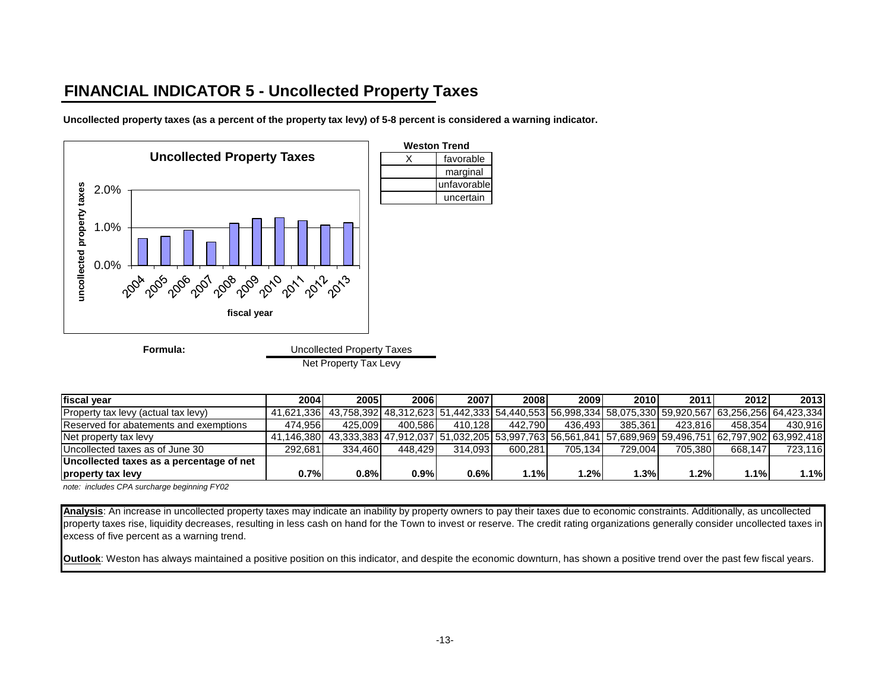## FINANCIAL INDICATOR 5 - Uncollected Property Taxes

**Uncollected property taxes (as a percent of the property tax levy) of 5-8 percent is considered a warning indicator.**

**Weston Trend**

| | |
|---|---|
| X | favorable |
| | marginal |
| | unfavorable |
| | uncertain |

**Formula:** Uncollected Property Taxes / Net Property Tax Levy

| fiscal year | 2004 | 2005 | 2006 | 2007 | 2008 | 2009 | 2010 | 2011 | 2012 | 2013 |
|---|---|---|---|---|---|---|---|---|---|---|
| Property tax levy (actual tax levy) | 41,621,336 | 43,758,392 | 48,312,623 | 51,442,333 | 54,440,553 | 56,998,334 | 58,075,330 | 59,920,567 | 63,256,256 | 64,423,334 |
| Reserved for abatements and exemptions | 474,956 | 425,009 | 400,586 | 410,128 | 442,790 | 436,493 | 385,361 | 423,816 | 458,354 | 430,916 |
| Net property tax levy | 41,146,380 | 43,333,383 | 47,912,037 | 51,032,205 | 53,997,763 | 56,561,841 | 57,689,969 | 59,496,751 | 62,797,902 | 63,992,418 |
| Uncollected taxes as of June 30 | 292,681 | 334,460 | 448,429 | 314,093 | 600,281 | 705,134 | 729,004 | 705,380 | 668,147 | 723,116 |
| **Uncollected taxes as a percentage of net property tax levy** | **0.7%** | **0.8%** | **0.9%** | **0.6%** | **1.1%** | **1.2%** | **1.3%** | **1.2%** | **1.1%** | **1.1%** |

*note: includes CPA surcharge beginning FY02*

**Analysis**: An increase in uncollected property taxes may indicate an inability by property owners to pay their taxes due to economic constraints. Additionally, as uncollected property taxes rise, liquidity decreases, resulting in less cash on hand for the Town to invest or reserve. The credit rating organizations generally consider uncollected taxes in excess of five percent as a warning trend.

**Outlook**: Weston has always maintained a positive position on this indicator, and despite the economic downturn, has shown a positive trend over the past few fiscal years.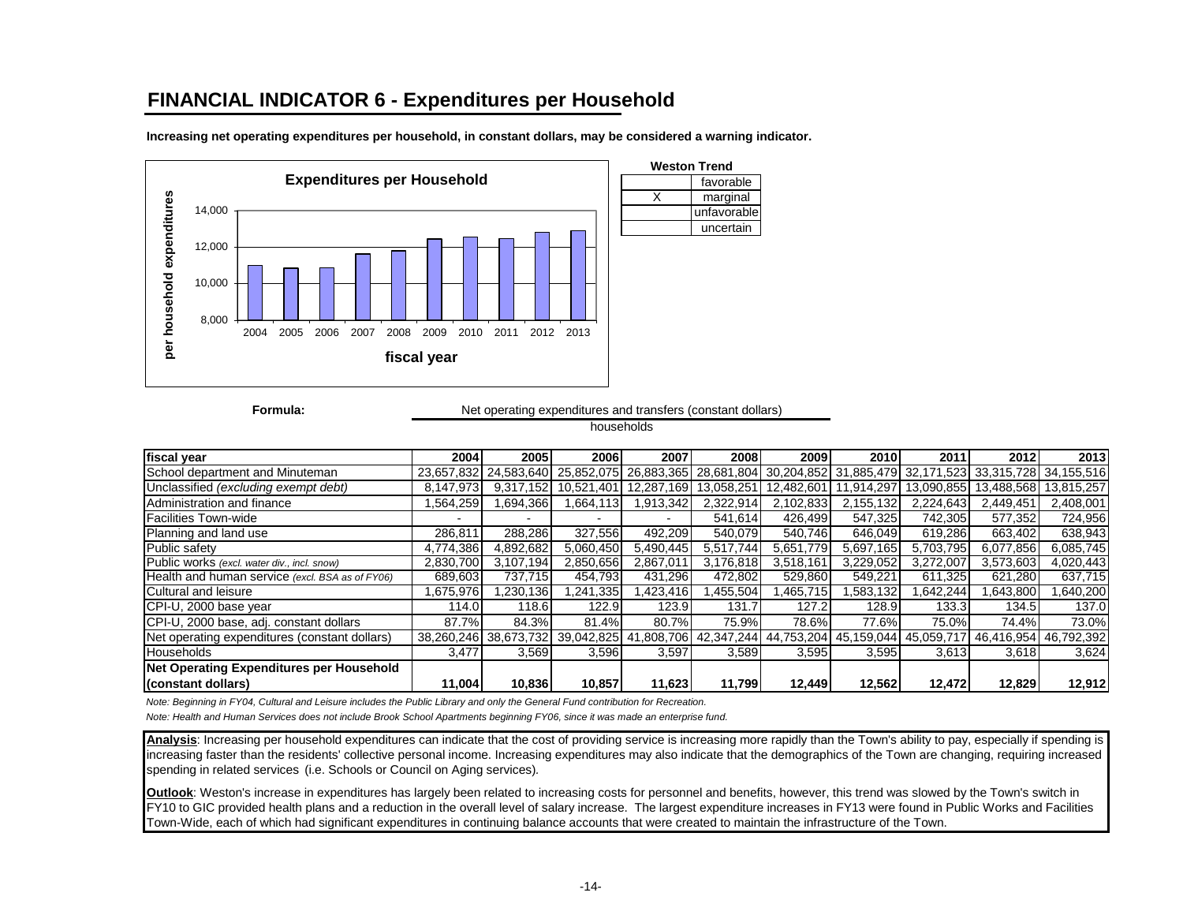# FINANCIAL INDICATOR 6 - Expenditures per Household

**Increasing net operating expenditures per household, in constant dollars, may be considered a warning indicator.**

**Expenditures per Household**

| fiscal year | 2004 | 2005 | 2006 | 2007 | 2008 | 2009 | 2010 | 2011 | 2012 | 2013 |
|---|---|---|---|---|---|---|---|---|---|---|

**Weston Trend**

| | |
|---|---|
| | favorable |
| X | marginal |
| | unfavorable |
| | uncertain |

**Formula:** Net operating expenditures and transfers (constant dollars) / households

| fiscal year | 2004 | 2005 | 2006 | 2007 | 2008 | 2009 | 2010 | 2011 | 2012 | 2013 |
|---|---|---|---|---|---|---|---|---|---|---|
| School department and Minuteman | 23,657,832 | 24,583,640 | 25,852,075 | 26,883,365 | 28,681,804 | 30,204,852 | 31,885,479 | 32,171,523 | 33,315,728 | 34,155,516 |
| Unclassified *(excluding exempt debt)* | 8,147,973 | 9,317,152 | 10,521,401 | 12,287,169 | 13,058,251 | 12,482,601 | 11,914,297 | 13,090,855 | 13,488,568 | 13,815,257 |
| Administration and finance | 1,564,259 | 1,694,366 | 1,664,113 | 1,913,342 | 2,322,914 | 2,102,833 | 2,155,132 | 2,224,643 | 2,449,451 | 2,408,001 |
| Facilities Town-wide | - | - | - | - | 541,614 | 426,499 | 547,325 | 742,305 | 577,352 | 724,956 |
| Planning and land use | 286,811 | 288,286 | 327,556 | 492,209 | 540,079 | 540,746 | 646,049 | 619,286 | 663,402 | 638,943 |
| Public safety | 4,774,386 | 4,892,682 | 5,060,450 | 5,490,445 | 5,517,744 | 5,651,779 | 5,697,165 | 5,703,795 | 6,077,856 | 6,085,745 |
| Public works *(excl. water div., incl. snow)* | 2,830,700 | 3,107,194 | 2,850,656 | 2,867,011 | 3,176,818 | 3,518,161 | 3,229,052 | 3,272,007 | 3,573,603 | 4,020,443 |
| Health and human service *(excl. BSA as of FY06)* | 689,603 | 737,715 | 454,793 | 431,296 | 472,802 | 529,860 | 549,221 | 611,325 | 621,280 | 637,715 |
| Cultural and leisure | 1,675,976 | 1,230,136 | 1,241,335 | 1,423,416 | 1,455,504 | 1,465,715 | 1,583,132 | 1,642,244 | 1,643,800 | 1,640,200 |
| CPI-U, 2000 base year | 114.0 | 118.6 | 122.9 | 123.9 | 131.7 | 127.2 | 128.9 | 133.3 | 134.5 | 137.0 |
| CPI-U, 2000 base, adj. constant dollars | 87.7% | 84.3% | 81.4% | 80.7% | 75.9% | 78.6% | 77.6% | 75.0% | 74.4% | 73.0% |
| Net operating expenditures (constant dollars) | 38,260,246 | 38,673,732 | 39,042,825 | 41,808,706 | 42,347,244 | 44,753,204 | 45,159,044 | 45,059,717 | 46,416,954 | 46,792,392 |
| Households | 3,477 | 3,569 | 3,596 | 3,597 | 3,589 | 3,595 | 3,595 | 3,613 | 3,618 | 3,624 |
| **Net Operating Expenditures per Household (constant dollars)** | **11,004** | **10,836** | **10,857** | **11,623** | **11,799** | **12,449** | **12,562** | **12,472** | **12,829** | **12,912** |

*Note: Beginning in FY04, Cultural and Leisure includes the Public Library and only the General Fund contribution for Recreation.*

*Note: Health and Human Services does not include Brook School Apartments beginning FY06, since it was made an enterprise fund.*

**Analysis**: Increasing per household expenditures can indicate that the cost of providing service is increasing more rapidly than the Town's ability to pay, especially if spending is increasing faster than the residents' collective personal income. Increasing expenditures may also indicate that the demographics of the Town are changing, requiring increased spending in related services (i.e. Schools or Council on Aging services).

**Outlook**: Weston's increase in expenditures has largely been related to increasing costs for personnel and benefits, however, this trend was slowed by the Town's switch in FY10 to GIC provided health plans and a reduction in the overall level of salary increase. The largest expenditure increases in FY13 were found in Public Works and Facilities Town-Wide, each of which had significant expenditures in continuing balance accounts that were created to maintain the infrastructure of the Town.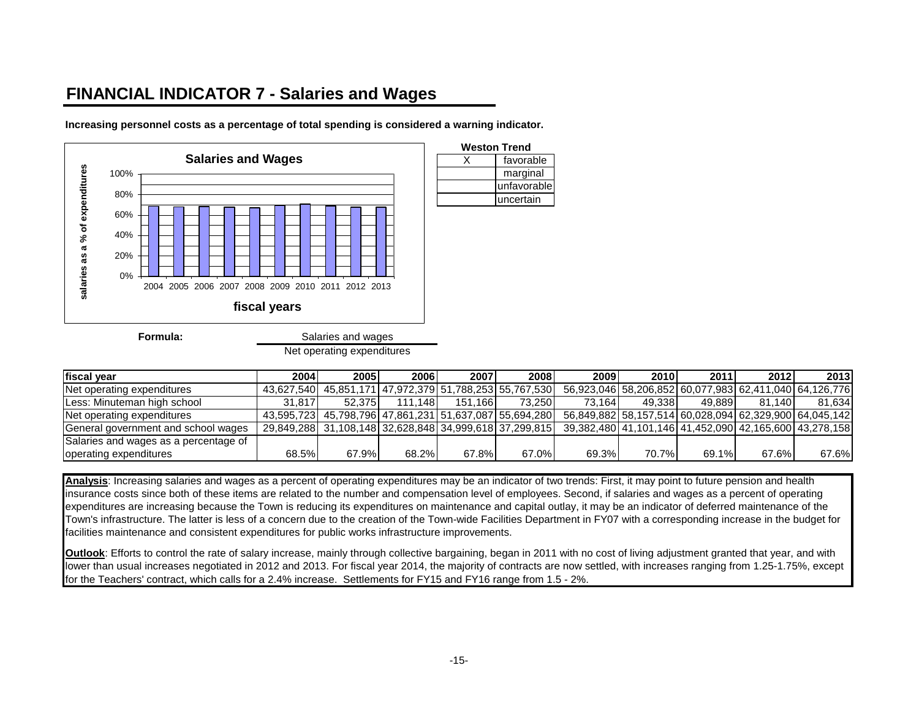# FINANCIAL INDICATOR 7 - Salaries and Wages

**Increasing personnel costs as a percentage of total spending is considered a warning indicator.**

**Weston Trend**

| | |
|---|---|
| X | favorable |
| | marginal |
| | unfavorable |
| | uncertain |

**Formula:**

$$\frac{\text{Salaries and wages}}{\text{Net operating expenditures}}$$

| fiscal year | 2004 | 2005 | 2006 | 2007 | 2008 | 2009 | 2010 | 2011 | 2012 | 2013 |
|---|---|---|---|---|---|---|---|---|---|---|
| Net operating expenditures | 43,627,540 | 45,851,171 | 47,972,379 | 51,788,253 | 55,767,530 | 56,923,046 | 58,206,852 | 60,077,983 | 62,411,040 | 64,126,776 |
| Less: Minuteman high school | 31,817 | 52,375 | 111,148 | 151,166 | 73,250 | 73,164 | 49,338 | 49,889 | 81,140 | 81,634 |
| Net operating expenditures | 43,595,723 | 45,798,796 | 47,861,231 | 51,637,087 | 55,694,280 | 56,849,882 | 58,157,514 | 60,028,094 | 62,329,900 | 64,045,142 |
| General government and school wages | 29,849,288 | 31,108,148 | 32,628,848 | 34,999,618 | 37,299,815 | 39,382,480 | 41,101,146 | 41,452,090 | 42,165,600 | 43,278,158 |
| Salaries and wages as a percentage of operating expenditures | 68.5% | 67.9% | 68.2% | 67.8% | 67.0% | 69.3% | 70.7% | 69.1% | 67.6% | 67.6% |

**Analysis**: Increasing salaries and wages as a percent of operating expenditures may be an indicator of two trends: First, it may point to future pension and health insurance costs since both of these items are related to the number and compensation level of employees. Second, if salaries and wages as a percent of operating expenditures are increasing because the Town is reducing its expenditures on maintenance and capital outlay, it may be an indicator of deferred maintenance of the Town's infrastructure. The latter is less of a concern due to the creation of the Town-wide Facilities Department in FY07 with a corresponding increase in the budget for facilities maintenance and consistent expenditures for public works infrastructure improvements.

**Outlook**: Efforts to control the rate of salary increase, mainly through collective bargaining, began in 2011 with no cost of living adjustment granted that year, and with lower than usual increases negotiated in 2012 and 2013. For fiscal year 2014, the majority of contracts are now settled, with increases ranging from 1.25-1.75%, except for the Teachers' contract, which calls for a 2.4% increase. Settlements for FY15 and FY16 range from 1.5 - 2%.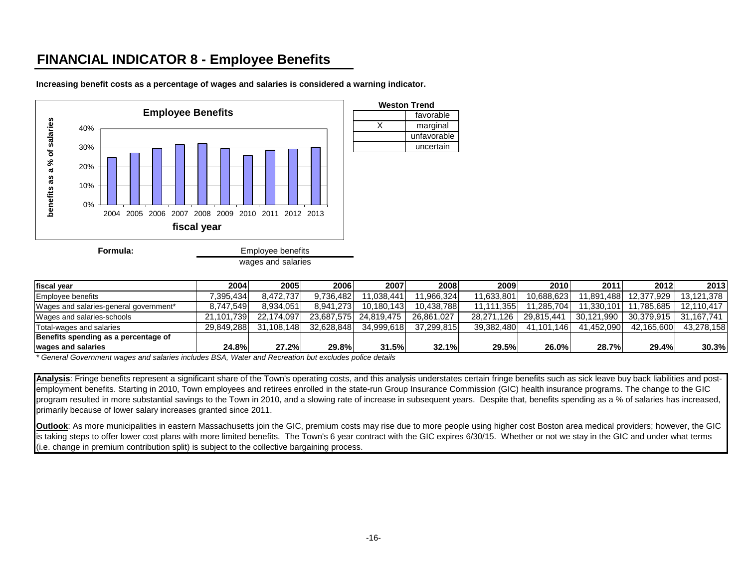# FINANCIAL INDICATOR 8 - Employee Benefits

**Increasing benefit costs as a percentage of wages and salaries is considered a warning indicator.**

| Weston Trend | |
|---|---|
| | favorable |
| X | marginal |
| | unfavorable |
| | uncertain |

**Formula:** Employee benefits / wages and salaries

| fiscal year | 2004 | 2005 | 2006 | 2007 | 2008 | 2009 | 2010 | 2011 | 2012 | 2013 |
|---|---|---|---|---|---|---|---|---|---|---|
| Employee benefits | 7,395,434 | 8,472,737 | 9,736,482 | 11,038,441 | 11,966,324 | 11,633,801 | 10,688,623 | 11,891,488 | 12,377,929 | 13,121,378 |
| Wages and salaries-general government* | 8,747,549 | 8,934,051 | 8,941,273 | 10,180,143 | 10,438,788 | 11,111,355 | 11,285,704 | 11,330,101 | 11,785,685 | 12,110,417 |
| Wages and salaries-schools | 21,101,739 | 22,174,097 | 23,687,575 | 24,819,475 | 26,861,027 | 28,271,126 | 29,815,441 | 30,121,990 | 30,379,915 | 31,167,741 |
| Total-wages and salaries | 29,849,288 | 31,108,148 | 32,628,848 | 34,999,618 | 37,299,815 | 39,382,480 | 41,101,146 | 41,452,090 | 42,165,600 | 43,278,158 |
| **Benefits spending as a percentage of wages and salaries** | **24.8%** | **27.2%** | **29.8%** | **31.5%** | **32.1%** | **29.5%** | **26.0%** | **28.7%** | **29.4%** | **30.3%** |

*\* General Government wages and salaries includes BSA, Water and Recreation but excludes police details*

**Analysis**: Fringe benefits represent a significant share of the Town's operating costs, and this analysis understates certain fringe benefits such as sick leave buy back liabilities and post-employment benefits. Starting in 2010, Town employees and retirees enrolled in the state-run Group Insurance Commission (GIC) health insurance programs. The change to the GIC program resulted in more substantial savings to the Town in 2010, and a slowing rate of increase in subsequent years. Despite that, benefits spending as a % of salaries has increased, primarily because of lower salary increases granted since 2011.

**Outlook**: As more municipalities in eastern Massachusetts join the GIC, premium costs may rise due to more people using higher cost Boston area medical providers; however, the GIC is taking steps to offer lower cost plans with more limited benefits. The Town's 6 year contract with the GIC expires 6/30/15. Whether or not we stay in the GIC and under what terms (i.e. change in premium contribution split) is subject to the collective bargaining process.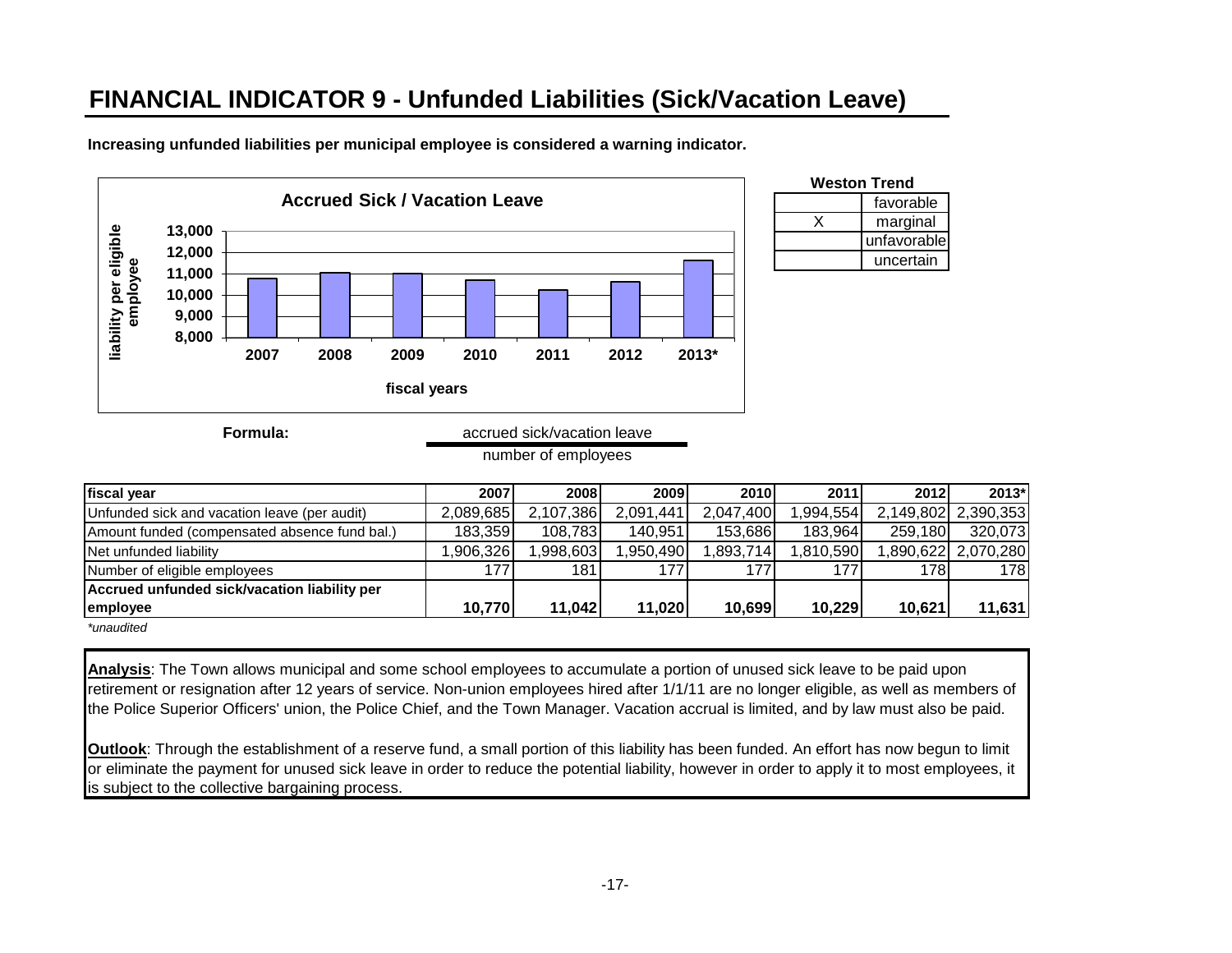# FINANCIAL INDICATOR 9 - Unfunded Liabilities (Sick/Vacation Leave)

**Increasing unfunded liabilities per municipal employee is considered a warning indicator.**

**Accrued Sick / Vacation Leave**

| Weston Trend | |
|---|---|
| | favorable |
| X | marginal |
| | unfavorable |
| | uncertain |

**Formula:**

$$\frac{\text{accrued sick/vacation leave}}{\text{number of employees}}$$

| fiscal year | 2007 | 2008 | 2009 | 2010 | 2011 | 2012 | 2013* |
|---|---|---|---|---|---|---|---|
| Unfunded sick and vacation leave (per audit) | 2,089,685 | 2,107,386 | 2,091,441 | 2,047,400 | 1,994,554 | 2,149,802 | 2,390,353 |
| Amount funded (compensated absence fund bal.) | 183,359 | 108,783 | 140,951 | 153,686 | 183,964 | 259,180 | 320,073 |
| Net unfunded liability | 1,906,326 | 1,998,603 | 1,950,490 | 1,893,714 | 1,810,590 | 1,890,622 | 2,070,280 |
| Number of eligible employees | 177 | 181 | 177 | 177 | 177 | 178 | 178 |
| **Accrued unfunded sick/vacation liability per employee** | **10,770** | **11,042** | **11,020** | **10,699** | **10,229** | **10,621** | **11,631** |

*\*unaudited*

**Analysis**: The Town allows municipal and some school employees to accumulate a portion of unused sick leave to be paid upon retirement or resignation after 12 years of service. Non-union employees hired after 1/1/11 are no longer eligible, as well as members of the Police Superior Officers' union, the Police Chief, and the Town Manager. Vacation accrual is limited, and by law must also be paid.

**Outlook**: Through the establishment of a reserve fund, a small portion of this liability has been funded. An effort has now begun to limit or eliminate the payment for unused sick leave in order to reduce the potential liability, however in order to apply it to most employees, it is subject to the collective bargaining process.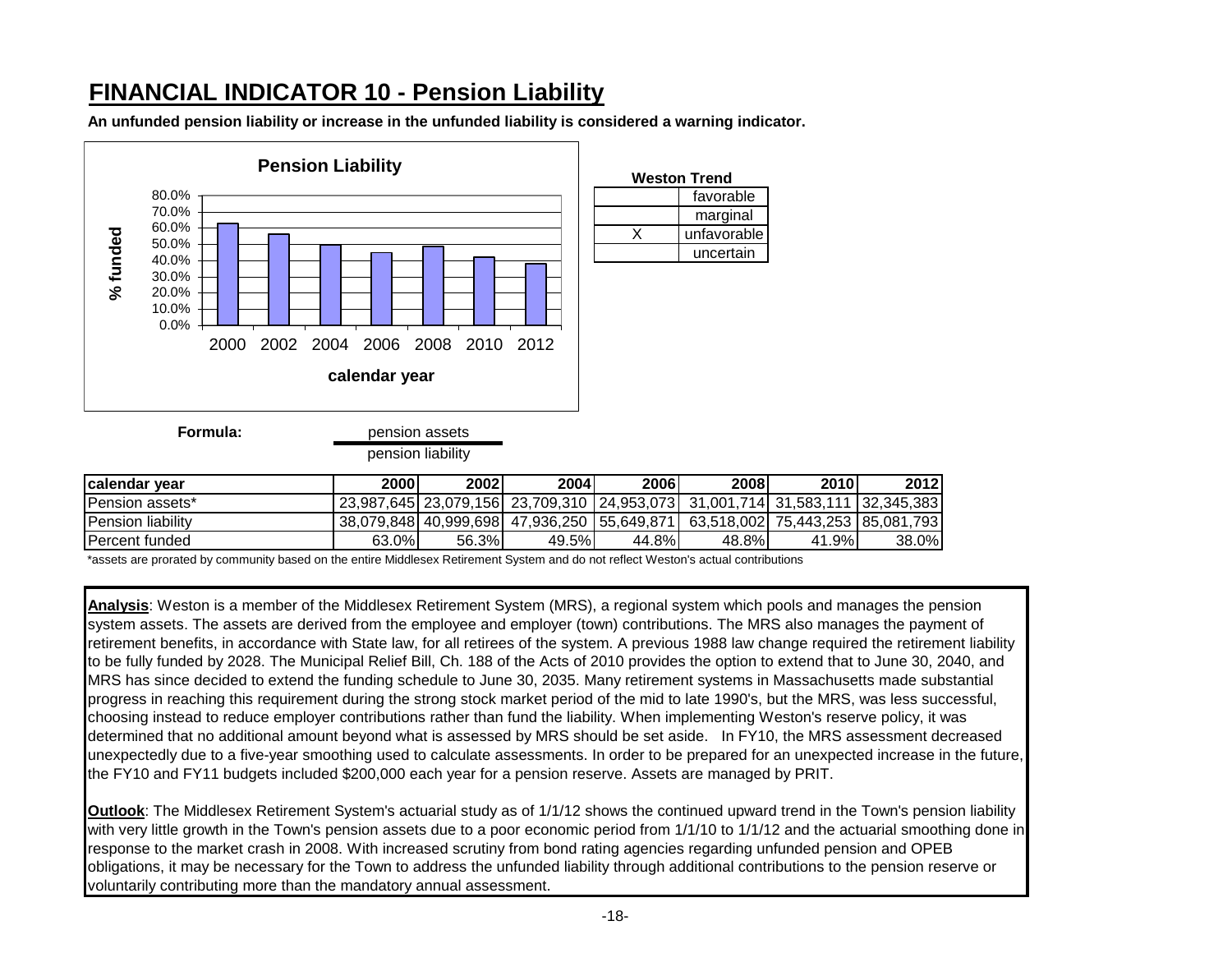# FINANCIAL INDICATOR 10 - Pension Liability

**An unfunded pension liability or increase in the unfunded liability is considered a warning indicator.**

**Pension Liability**

| calendar year | % funded |
|---|---|
| 2000 | 63.0% |
| 2002 | 56.3% |
| 2004 | 49.5% |
| 2006 | 44.8% |
| 2008 | 48.8% |
| 2010 | 41.9% |
| 2012 | 38.0% |

**Weston Trend**

| | |
|---|---|
| | favorable |
| | marginal |
| X | unfavorable |
| | uncertain |

**Formula:** pension assets / pension liability

| calendar year | 2000 | 2002 | 2004 | 2006 | 2008 | 2010 | 2012 |
|---|---|---|---|---|---|---|---|
| Pension assets* | 23,987,645 | 23,079,156 | 23,709,310 | 24,953,073 | 31,001,714 | 31,583,111 | 32,345,383 |
| Pension liability | 38,079,848 | 40,999,698 | 47,936,250 | 55,649,871 | 63,518,002 | 75,443,253 | 85,081,793 |
| Percent funded | 63.0% | 56.3% | 49.5% | 44.8% | 48.8% | 41.9% | 38.0% |

*assets are prorated by community based on the entire Middlesex Retirement System and do not reflect Weston's actual contributions

**Analysis**: Weston is a member of the Middlesex Retirement System (MRS), a regional system which pools and manages the pension system assets. The assets are derived from the employee and employer (town) contributions. The MRS also manages the payment of retirement benefits, in accordance with State law, for all retirees of the system. A previous 1988 law change required the retirement liability to be fully funded by 2028. The Municipal Relief Bill, Ch. 188 of the Acts of 2010 provides the option to extend that to June 30, 2040, and MRS has since decided to extend the funding schedule to June 30, 2035. Many retirement systems in Massachusetts made substantial progress in reaching this requirement during the strong stock market period of the mid to late 1990's, but the MRS, was less successful, choosing instead to reduce employer contributions rather than fund the liability. When implementing Weston's reserve policy, it was determined that no additional amount beyond what is assessed by MRS should be set aside. In FY10, the MRS assessment decreased unexpectedly due to a five-year smoothing used to calculate assessments. In order to be prepared for an unexpected increase in the future, the FY10 and FY11 budgets included $200,000 each year for a pension reserve. Assets are managed by PRIT.

**Outlook**: The Middlesex Retirement System's actuarial study as of 1/1/12 shows the continued upward trend in the Town's pension liability with very little growth in the Town's pension assets due to a poor economic period from 1/1/10 to 1/1/12 and the actuarial smoothing done in response to the market crash in 2008. With increased scrutiny from bond rating agencies regarding unfunded pension and OPEB obligations, it may be necessary for the Town to address the unfunded liability through additional contributions to the pension reserve or voluntarily contributing more than the mandatory annual assessment.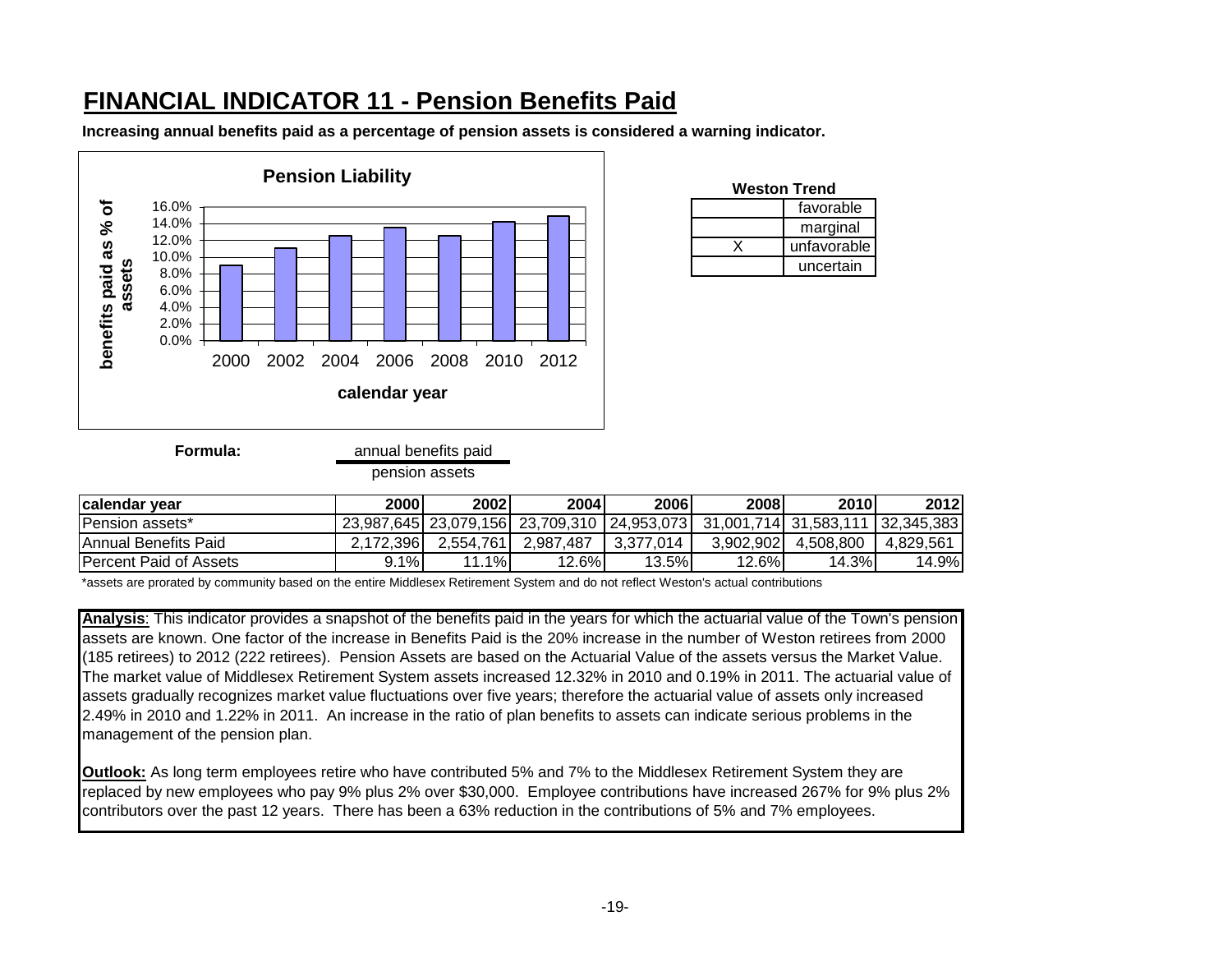# FINANCIAL INDICATOR 11 - Pension Benefits Paid

**Increasing annual benefits paid as a percentage of pension assets is considered a warning indicator.**

**Pension Liability**

**Weston Trend**

| | |
|---|---|
| | favorable |
| | marginal |
| X | unfavorable |
| | uncertain |

**Formula:** annual benefits paid / pension assets

| calendar year | 2000 | 2002 | 2004 | 2006 | 2008 | 2010 | 2012 |
|---|---|---|---|---|---|---|---|
| Pension assets* | 23,987,645 | 23,079,156 | 23,709,310 | 24,953,073 | 31,001,714 | 31,583,111 | 32,345,383 |
| Annual Benefits Paid | 2,172,396 | 2,554,761 | 2,987,487 | 3,377,014 | 3,902,902 | 4,508,800 | 4,829,561 |
| Percent Paid of Assets | 9.1% | 11.1% | 12.6% | 13.5% | 12.6% | 14.3% | 14.9% |

*assets are prorated by community based on the entire Middlesex Retirement System and do not reflect Weston's actual contributions

**Analysis**: This indicator provides a snapshot of the benefits paid in the years for which the actuarial value of the Town's pension assets are known. One factor of the increase in Benefits Paid is the 20% increase in the number of Weston retirees from 2000 (185 retirees) to 2012 (222 retirees). Pension Assets are based on the Actuarial Value of the assets versus the Market Value. The market value of Middlesex Retirement System assets increased 12.32% in 2010 and 0.19% in 2011. The actuarial value of assets gradually recognizes market value fluctuations over five years; therefore the actuarial value of assets only increased 2.49% in 2010 and 1.22% in 2011. An increase in the ratio of plan benefits to assets can indicate serious problems in the management of the pension plan.

**Outlook:** As long term employees retire who have contributed 5% and 7% to the Middlesex Retirement System they are replaced by new employees who pay 9% plus 2% over $30,000. Employee contributions have increased 267% for 9% plus 2% contributors over the past 12 years. There has been a 63% reduction in the contributions of 5% and 7% employees.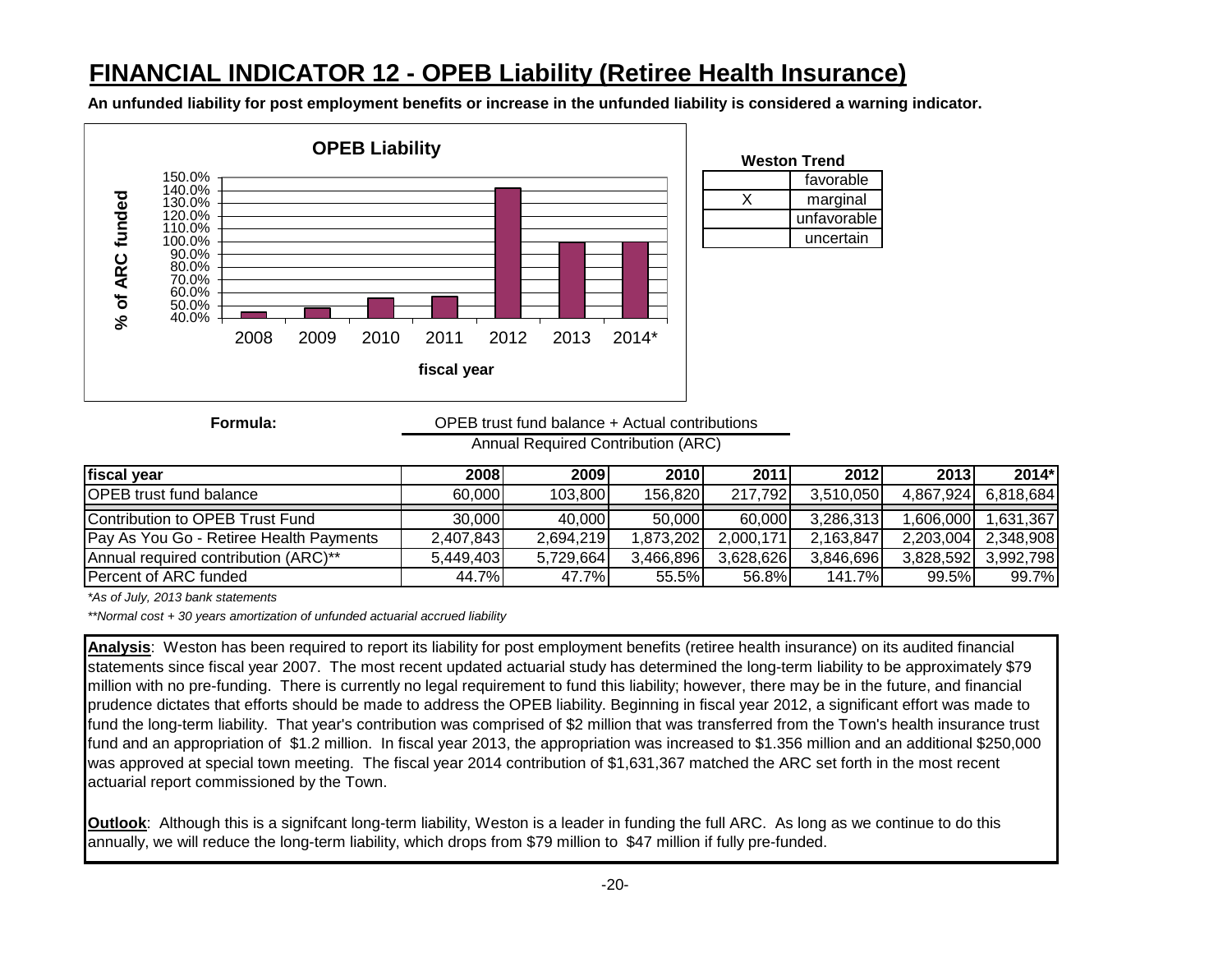# FINANCIAL INDICATOR 12 - OPEB Liability (Retiree Health Insurance)

**An unfunded liability for post employment benefits or increase in the unfunded liability is considered a warning indicator.**

**Weston Trend**

| | |
|---|---|
| | favorable |
| X | marginal |
| | unfavorable |
| | uncertain |

**Formula:**

$$\frac{\text{OPEB trust fund balance + Actual contributions}}{\text{Annual Required Contribution (ARC)}}$$

| fiscal year | 2008 | 2009 | 2010 | 2011 | 2012 | 2013 | 2014* |
|---|---|---|---|---|---|---|---|
| OPEB trust fund balance | 60,000 | 103,800 | 156,820 | 217,792 | 3,510,050 | 4,867,924 | 6,818,684 |
| Contribution to OPEB Trust Fund | 30,000 | 40,000 | 50,000 | 60,000 | 3,286,313 | 1,606,000 | 1,631,367 |
| Pay As You Go - Retiree Health Payments | 2,407,843 | 2,694,219 | 1,873,202 | 2,000,171 | 2,163,847 | 2,203,004 | 2,348,908 |
| Annual required contribution (ARC)** | 5,449,403 | 5,729,664 | 3,466,896 | 3,628,626 | 3,846,696 | 3,828,592 | 3,992,798 |
| Percent of ARC funded | 44.7% | 47.7% | 55.5% | 56.8% | 141.7% | 99.5% | 99.7% |

*\*As of July, 2013 bank statements*

*\*\*Normal cost + 30 years amortization of unfunded actuarial accrued liability*

**Analysis**: Weston has been required to report its liability for post employment benefits (retiree health insurance) on its audited financial statements since fiscal year 2007. The most recent updated actuarial study has determined the long-term liability to be approximately $79 million with no pre-funding. There is currently no legal requirement to fund this liability; however, there may be in the future, and financial prudence dictates that efforts should be made to address the OPEB liability. Beginning in fiscal year 2012, a significant effort was made to fund the long-term liability. That year's contribution was comprised of $2 million that was transferred from the Town's health insurance trust fund and an appropriation of $1.2 million. In fiscal year 2013, the appropriation was increased to $1.356 million and an additional $250,000 was approved at special town meeting. The fiscal year 2014 contribution of $1,631,367 matched the ARC set forth in the most recent actuarial report commissioned by the Town.

**Outlook**: Although this is a signifcant long-term liability, Weston is a leader in funding the full ARC. As long as we continue to do this annually, we will reduce the long-term liability, which drops from $79 million to $47 million if fully pre-funded.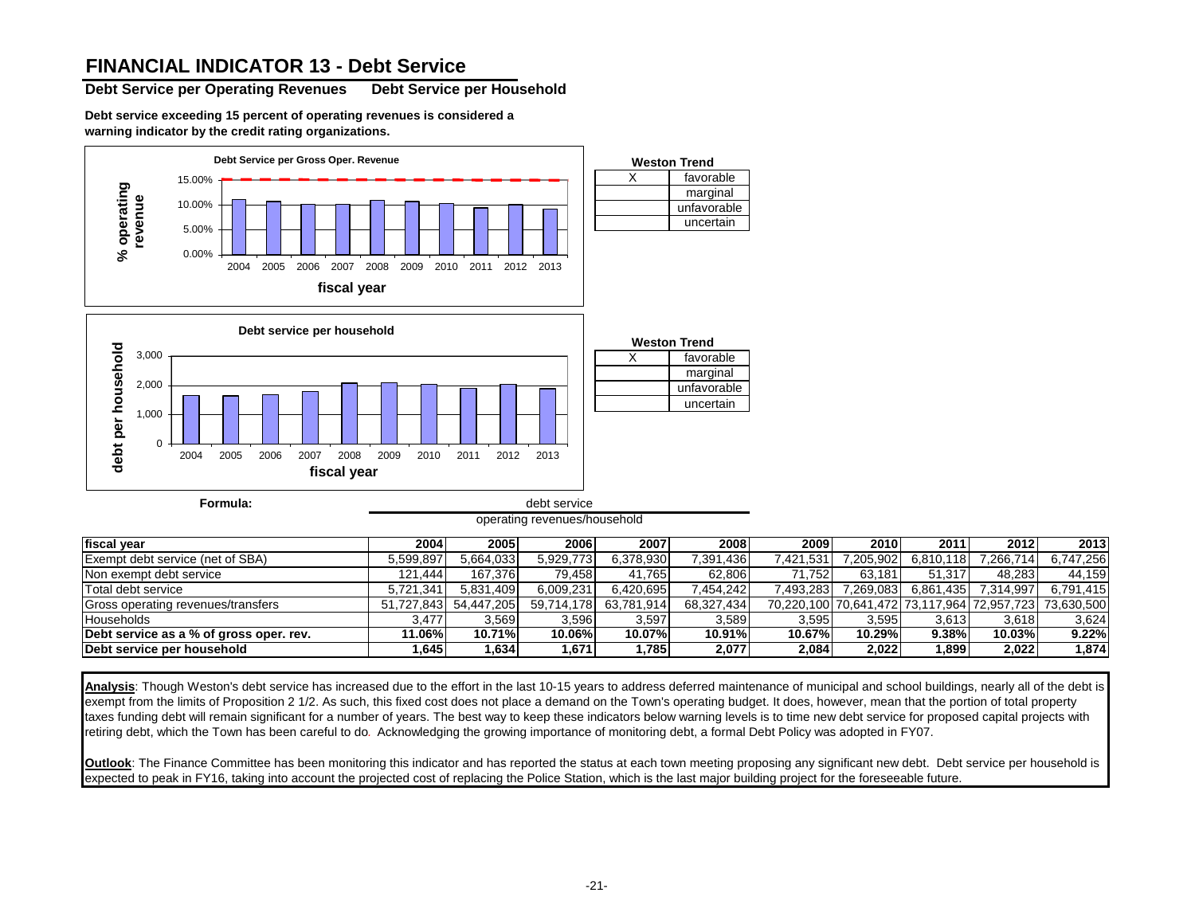# FINANCIAL INDICATOR 13 - Debt Service

**Debt Service per Operating Revenues  Debt Service per Household**

**Debt service exceeding 15 percent of operating revenues is considered a warning indicator by the credit rating organizations.**

**Debt Service per Gross Oper. Revenue**

| Weston Trend | |
|---|---|
| X | favorable |
| | marginal |
| | unfavorable |
| | uncertain |

**Debt service per household**

| Weston Trend | |
|---|---|
| X | favorable |
| | marginal |
| | unfavorable |
| | uncertain |

**Formula:**

$$\frac{\text{debt service}}{\text{operating revenues/household}}$$

| fiscal year | 2004 | 2005 | 2006 | 2007 | 2008 | 2009 | 2010 | 2011 | 2012 | 2013 |
|---|---|---|---|---|---|---|---|---|---|---|
| Exempt debt service (net of SBA) | 5,599,897 | 5,664,033 | 5,929,773 | 6,378,930 | 7,391,436 | 7,421,531 | 7,205,902 | 6,810,118 | 7,266,714 | 6,747,256 |
| Non exempt debt service | 121,444 | 167,376 | 79,458 | 41,765 | 62,806 | 71,752 | 63,181 | 51,317 | 48,283 | 44,159 |
| Total debt service | 5,721,341 | 5,831,409 | 6,009,231 | 6,420,695 | 7,454,242 | 7,493,283 | 7,269,083 | 6,861,435 | 7,314,997 | 6,791,415 |
| Gross operating revenues/transfers | 51,727,843 | 54,447,205 | 59,714,178 | 63,781,914 | 68,327,434 | 70,220,100 | 70,641,472 | 73,117,964 | 72,957,723 | 73,630,500 |
| Households | 3,477 | 3,569 | 3,596 | 3,597 | 3,589 | 3,595 | 3,595 | 3,613 | 3,618 | 3,624 |
| **Debt service as a % of gross oper. rev.** | **11.06%** | **10.71%** | **10.06%** | **10.07%** | **10.91%** | **10.67%** | **10.29%** | **9.38%** | **10.03%** | **9.22%** |
| **Debt service per household** | **1,645** | **1,634** | **1,671** | **1,785** | **2,077** | **2,084** | **2,022** | **1,899** | **2,022** | **1,874** |

**Analysis**: Though Weston's debt service has increased due to the effort in the last 10-15 years to address deferred maintenance of municipal and school buildings, nearly all of the debt is exempt from the limits of Proposition 2 1/2. As such, this fixed cost does not place a demand on the Town's operating budget. It does, however, mean that the portion of total property taxes funding debt will remain significant for a number of years. The best way to keep these indicators below warning levels is to time new debt service for proposed capital projects with retiring debt, which the Town has been careful to do. Acknowledging the growing importance of monitoring debt, a formal Debt Policy was adopted in FY07.

**Outlook**: The Finance Committee has been monitoring this indicator and has reported the status at each town meeting proposing any significant new debt. Debt service per household is expected to peak in FY16, taking into account the projected cost of replacing the Police Station, which is the last major building project for the foreseeable future.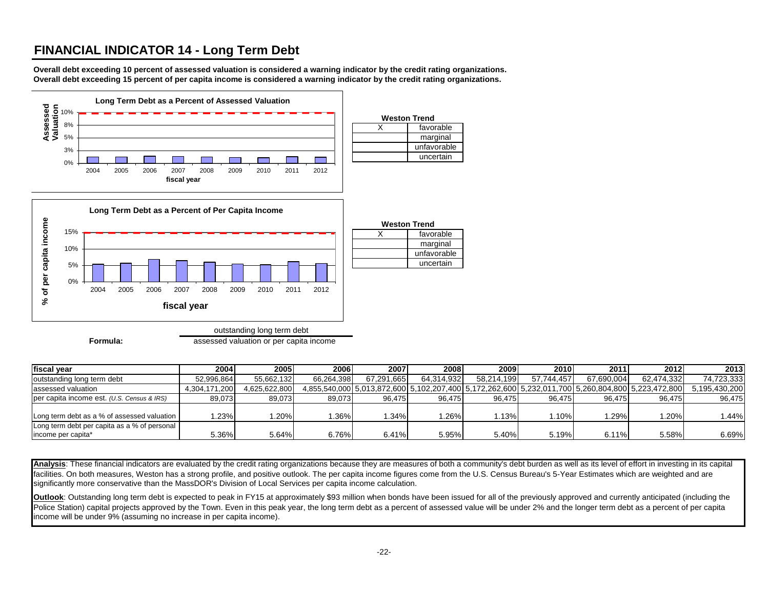# FINANCIAL INDICATOR 14 - Long Term Debt

**Overall debt exceeding 10 percent of assessed valuation is considered a warning indicator by the credit rating organizations.**
**Overall debt exceeding 15 percent of per capita income is considered a warning indicator by the credit rating organizations.**

**Long Term Debt as a Percent of Assessed Valuation**

| Weston Trend | |
|---|---|
| X | favorable |
| | marginal |
| | unfavorable |
| | uncertain |

**Long Term Debt as a Percent of Per Capita Income**

| Weston Trend | |
|---|---|
| X | favorable |
| | marginal |
| | unfavorable |
| | uncertain |

**Formula:** outstanding long term debt / assessed valuation or per capita income

| fiscal year | 2004 | 2005 | 2006 | 2007 | 2008 | 2009 | 2010 | 2011 | 2012 | 2013 |
|---|---|---|---|---|---|---|---|---|---|---|
| outstanding long term debt | 52,996,864 | 55,662,132 | 66,264,398 | 67,291,665 | 64,314,932 | 58,214,199 | 57,744,457 | 67,690,004 | 62,474,332 | 74,723,333 |
| assessed valuation | 4,304,171,200 | 4,625,622,800 | 4,855,540,000 | 5,013,872,600 | 5,102,207,400 | 5,172,262,600 | 5,232,011,700 | 5,260,804,800 | 5,223,472,800 | 5,195,430,200 |
| per capita income est. *(U.S. Census & IRS)* | 89,073 | 89,073 | 89,073 | 96,475 | 96,475 | 96,475 | 96,475 | 96,475 | 96,475 | 96,475 |
| Long term debt as a % of assessed valuation | 1.23% | 1.20% | 1.36% | 1.34% | 1.26% | 1.13% | 1.10% | 1.29% | 1.20% | 1.44% |
| Long term debt per capita as a % of personal income per capita* | 5.36% | 5.64% | 6.76% | 6.41% | 5.95% | 5.40% | 5.19% | 6.11% | 5.58% | 6.69% |

**Analysis**: These financial indicators are evaluated by the credit rating organizations because they are measures of both a community's debt burden as well as its level of effort in investing in its capital facilities. On both measures, Weston has a strong profile, and positive outlook. The per capita income figures come from the U.S. Census Bureau's 5-Year Estimates which are weighted and are significantly more conservative than the MassDOR's Division of Local Services per capita income calculation.

**Outlook**: Outstanding long term debt is expected to peak in FY15 at approximately $93 million when bonds have been issued for all of the previously approved and currently anticipated (including the Police Station) capital projects approved by the Town. Even in this peak year, the long term debt as a percent of assessed value will be under 2% and the longer term debt as a percent of per capita income will be under 9% (assuming no increase in per capita income).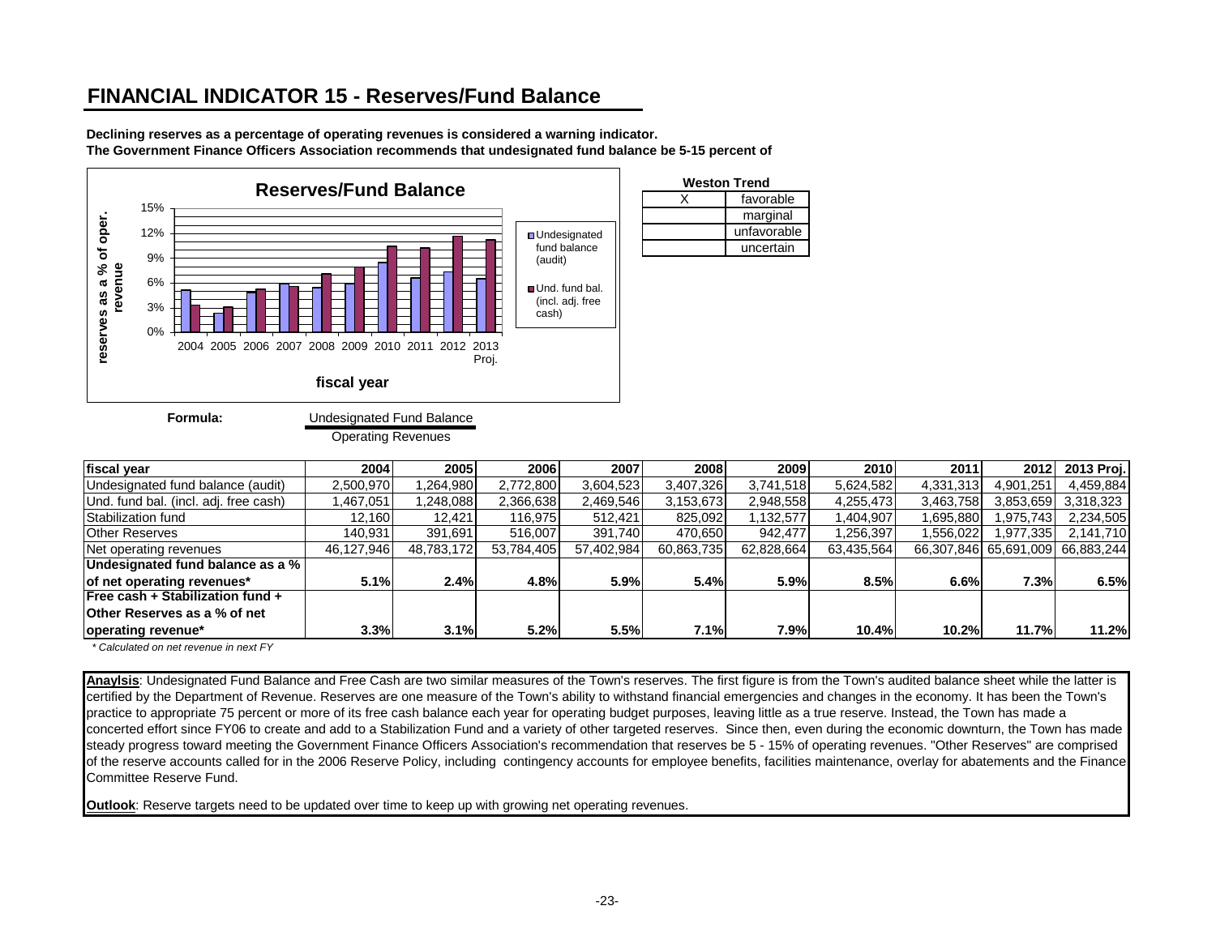# FINANCIAL INDICATOR 15 - Reserves/Fund Balance

**Declining reserves as a percentage of operating revenues is considered a warning indicator.**
**The Government Finance Officers Association recommends that undesignated fund balance be 5-15 percent of**

**Weston Trend**

| | |
|---|---|
| X | favorable |
| | marginal |
| | unfavorable |
| | uncertain |

**Formula:** $\frac{\text{Undesignated Fund Balance}}{\text{Operating Revenues}}$

| fiscal year | 2004 | 2005 | 2006 | 2007 | 2008 | 2009 | 2010 | 2011 | 2012 | 2013 Proj. |
|---|---|---|---|---|---|---|---|---|---|---|
| Undesignated fund balance (audit) | 2,500,970 | 1,264,980 | 2,772,800 | 3,604,523 | 3,407,326 | 3,741,518 | 5,624,582 | 4,331,313 | 4,901,251 | 4,459,884 |
| Und. fund bal. (incl. adj. free cash) | 1,467,051 | 1,248,088 | 2,366,638 | 2,469,546 | 3,153,673 | 2,948,558 | 4,255,473 | 3,463,758 | 3,853,659 | 3,318,323 |
| Stabilization fund | 12,160 | 12,421 | 116,975 | 512,421 | 825,092 | 1,132,577 | 1,404,907 | 1,695,880 | 1,975,743 | 2,234,505 |
| Other Reserves | 140,931 | 391,691 | 516,007 | 391,740 | 470,650 | 942,477 | 1,256,397 | 1,556,022 | 1,977,335 | 2,141,710 |
| Net operating revenues | 46,127,946 | 48,783,172 | 53,784,405 | 57,402,984 | 60,863,735 | 62,828,664 | 63,435,564 | 66,307,846 | 65,691,009 | 66,883,244 |
| **Undesignated fund balance as a % of net operating revenues*** | **5.1%** | **2.4%** | **4.8%** | **5.9%** | **5.4%** | **5.9%** | **8.5%** | **6.6%** | **7.3%** | **6.5%** |
| **Free cash + Stabilization fund + Other Reserves as a % of net operating revenue*** | **3.3%** | **3.1%** | **5.2%** | **5.5%** | **7.1%** | **7.9%** | **10.4%** | **10.2%** | **11.7%** | **11.2%** |

*\* Calculated on net revenue in next FY*

**Anaylsis**: Undesignated Fund Balance and Free Cash are two similar measures of the Town's reserves. The first figure is from the Town's audited balance sheet while the latter is certified by the Department of Revenue. Reserves are one measure of the Town's ability to withstand financial emergencies and changes in the economy. It has been the Town's practice to appropriate 75 percent or more of its free cash balance each year for operating budget purposes, leaving little as a true reserve. Instead, the Town has made a concerted effort since FY06 to create and add to a Stabilization Fund and a variety of other targeted reserves. Since then, even during the economic downturn, the Town has made steady progress toward meeting the Government Finance Officers Association's recommendation that reserves be 5 - 15% of operating revenues. "Other Reserves" are comprised of the reserve accounts called for in the 2006 Reserve Policy, including contingency accounts for employee benefits, facilities maintenance, overlay for abatements and the Finance Committee Reserve Fund.

**Outlook**: Reserve targets need to be updated over time to keep up with growing net operating revenues.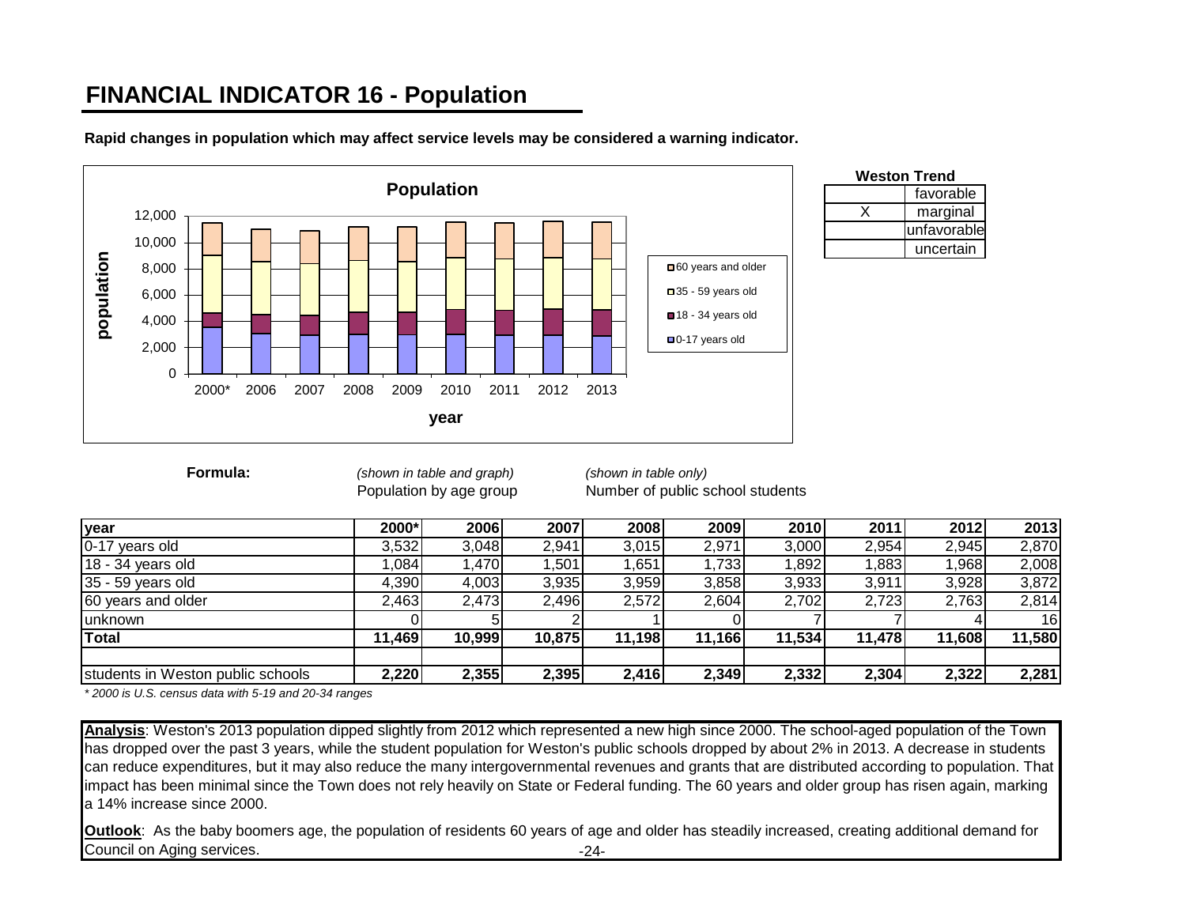# FINANCIAL INDICATOR 16 - Population

**Rapid changes in population which may affect service levels may be considered a warning indicator.**

**Weston Trend**

| | |
|---|---|
| | favorable |
| X | marginal |
| | unfavorable |
| | uncertain |

**Formula:** *(shown in table and graph)* Population by age group *(shown in table only)* Number of public school students

| year | 2000* | 2006 | 2007 | 2008 | 2009 | 2010 | 2011 | 2012 | 2013 |
|---|---|---|---|---|---|---|---|---|---|
| 0-17 years old | 3,532 | 3,048 | 2,941 | 3,015 | 2,971 | 3,000 | 2,954 | 2,945 | 2,870 |
| 18 - 34 years old | 1,084 | 1,470 | 1,501 | 1,651 | 1,733 | 1,892 | 1,883 | 1,968 | 2,008 |
| 35 - 59 years old | 4,390 | 4,003 | 3,935 | 3,959 | 3,858 | 3,933 | 3,911 | 3,928 | 3,872 |
| 60 years and older | 2,463 | 2,473 | 2,496 | 2,572 | 2,604 | 2,702 | 2,723 | 2,763 | 2,814 |
| unknown | 0 | 5 | 2 | 1 | 0 | 7 | 7 | 4 | 16 |
| **Total** | **11,469** | **10,999** | **10,875** | **11,198** | **11,166** | **11,534** | **11,478** | **11,608** | **11,580** |
| | | | | | | | | | |
| students in Weston public schools | **2,220** | **2,355** | **2,395** | **2,416** | **2,349** | **2,332** | **2,304** | **2,322** | **2,281** |

*\* 2000 is U.S. census data with 5-19 and 20-34 ranges*

**Analysis**: Weston's 2013 population dipped slightly from 2012 which represented a new high since 2000. The school-aged population of the Town has dropped over the past 3 years, while the student population for Weston's public schools dropped by about 2% in 2013. A decrease in students can reduce expenditures, but it may also reduce the many intergovernmental revenues and grants that are distributed according to population. That impact has been minimal since the Town does not rely heavily on State or Federal funding. The 60 years and older group has risen again, marking a 14% increase since 2000.

**Outlook**: As the baby boomers age, the population of residents 60 years of age and older has steadily increased, creating additional demand for Council on Aging services.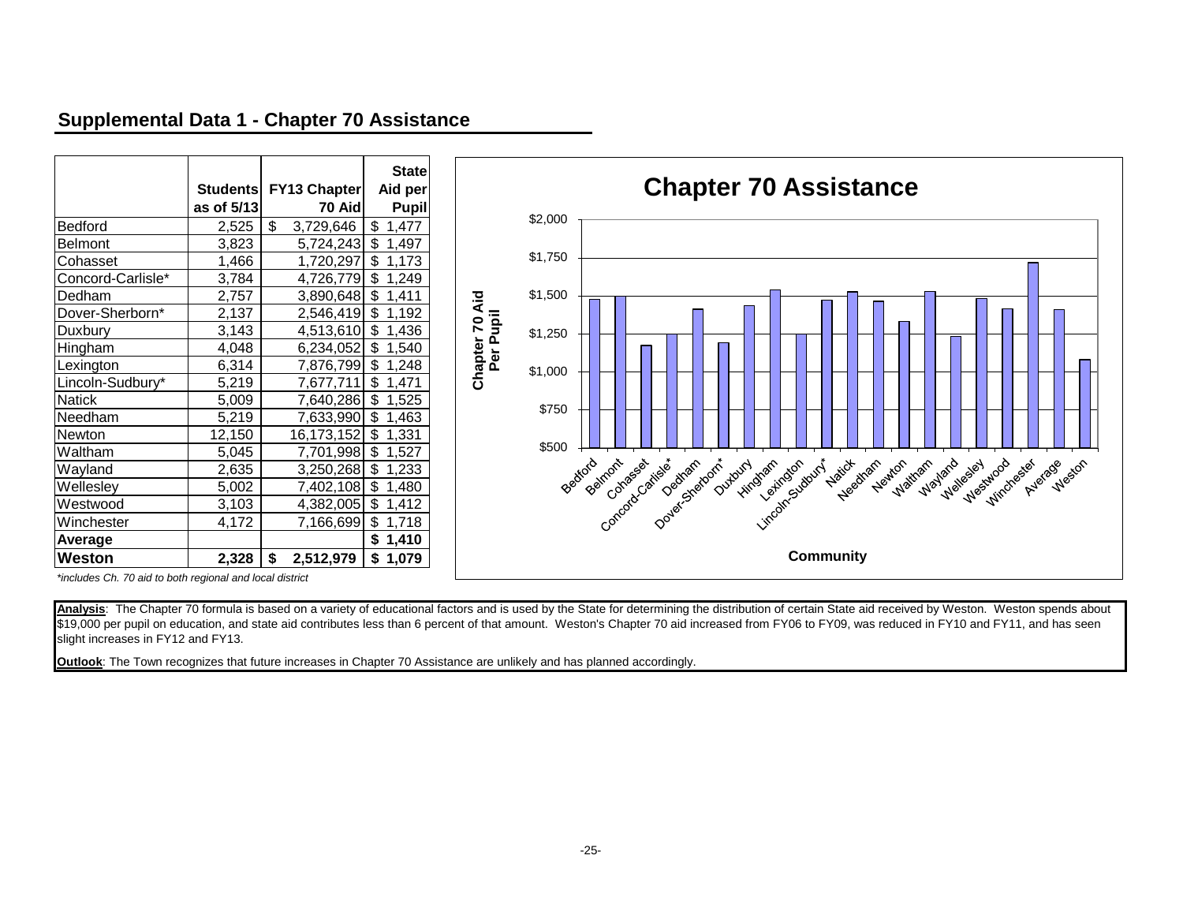## Supplemental Data 1 - Chapter 70 Assistance

| | Students as of 5/13 | FY13 Chapter 70 Aid | State Aid per Pupil |
|---|---|---|---|
| Bedford | 2,525 | $ 3,729,646 | $ 1,477 |
| Belmont | 3,823 | 5,724,243 | $ 1,497 |
| Cohasset | 1,466 | 1,720,297 | $ 1,173 |
| Concord-Carlisle* | 3,784 | 4,726,779 | $ 1,249 |
| Dedham | 2,757 | 3,890,648 | $ 1,411 |
| Dover-Sherborn* | 2,137 | 2,546,419 | $ 1,192 |
| Duxbury | 3,143 | 4,513,610 | $ 1,436 |
| Hingham | 4,048 | 6,234,052 | $ 1,540 |
| Lexington | 6,314 | 7,876,799 | $ 1,248 |
| Lincoln-Sudbury* | 5,219 | 7,677,711 | $ 1,471 |
| Natick | 5,009 | 7,640,286 | $ 1,525 |
| Needham | 5,219 | 7,633,990 | $ 1,463 |
| Newton | 12,150 | 16,173,152 | $ 1,331 |
| Waltham | 5,045 | 7,701,998 | $ 1,527 |
| Wayland | 2,635 | 3,250,268 | $ 1,233 |
| Wellesley | 5,002 | 7,402,108 | $ 1,480 |
| Westwood | 3,103 | 4,382,005 | $ 1,412 |
| Winchester | 4,172 | 7,166,699 | $ 1,718 |
| **Average** | | | **$ 1,410** |
| **Weston** | **2,328** | **$ 2,512,979** | **$ 1,079** |

*includes Ch. 70 aid to both regional and local district*

**Chapter 70 Assistance**

(Bar chart: Chapter 70 Aid Per Pupil by Community; y-axis $500 to $2,000; communities: Bedford, Belmont, Cohasset, Concord-Carlisle*, Dedham, Dover-Sherborn*, Duxbury, Hingham, Lexington, Lincoln-Sudbury*, Natick, Needham, Newton, Waltham, Wayland, Wellesley, Westwood, Winchester, Average, Weston)

**Analysis**: The Chapter 70 formula is based on a variety of educational factors and is used by the State for determining the distribution of certain State aid received by Weston. Weston spends about $19,000 per pupil on education, and state aid contributes less than 6 percent of that amount. Weston's Chapter 70 aid increased from FY06 to FY09, was reduced in FY10 and FY11, and has seen slight increases in FY12 and FY13.

**Outlook**: The Town recognizes that future increases in Chapter 70 Assistance are unlikely and has planned accordingly.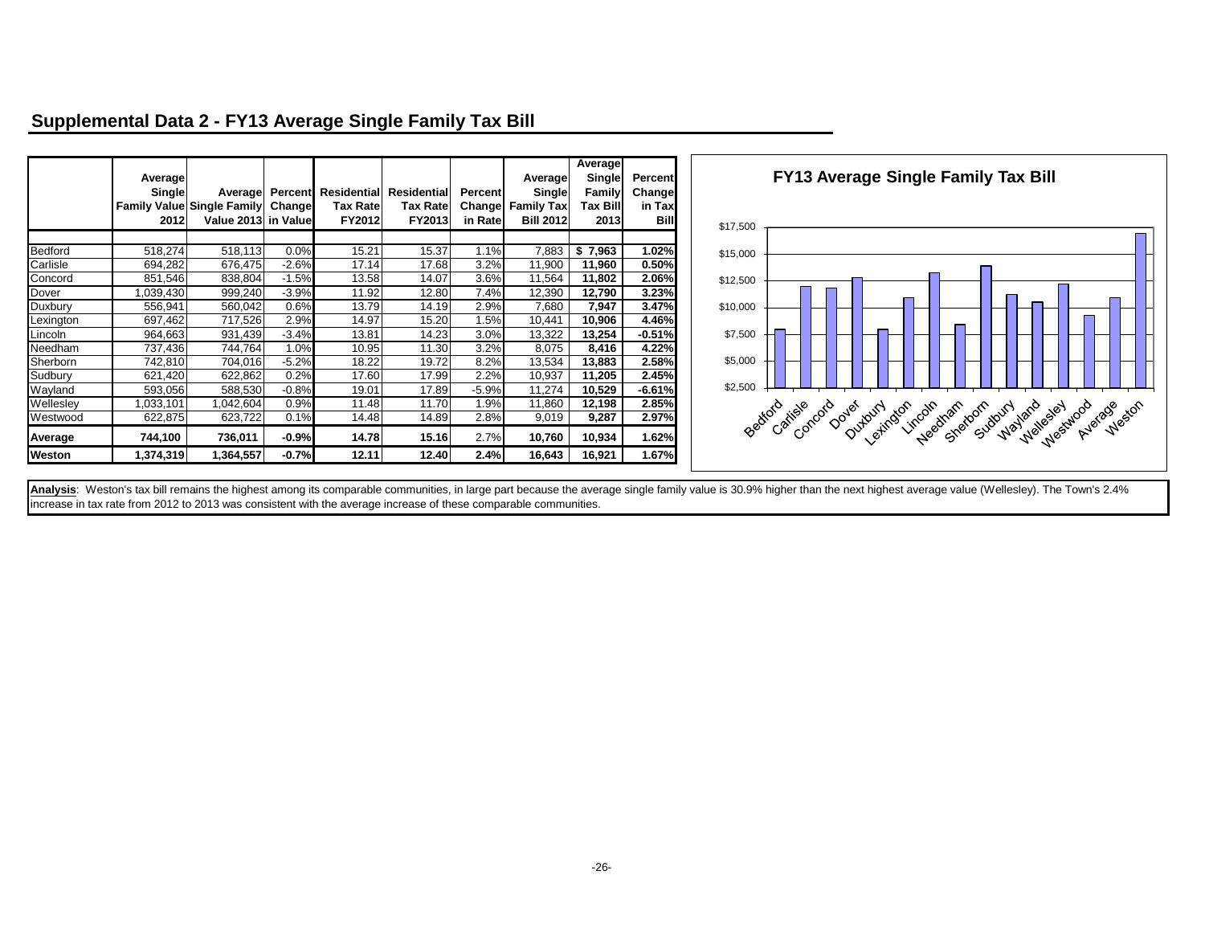## Supplemental Data 2 - FY13 Average Single Family Tax Bill

| | Average Single Family Value 2012 | Average Single Family Value 2013 | Percent Change in Value | Residential Tax Rate FY2012 | Residential Tax Rate FY2013 | Percent Change in Rate | Average Single Family Tax Bill 2012 | Average Single Family Tax Bill 2013 | Percent Change in Tax Bill |
|---|---|---|---|---|---|---|---|---|---|
| Bedford | 518,274 | 518,113 | 0.0% | 15.21 | 15.37 | 1.1% | 7,883 | **$ 7,963** | **1.02%** |
| Carlisle | 694,282 | 676,475 | -2.6% | 17.14 | 17.68 | 3.2% | 11,900 | **11,960** | **0.50%** |
| Concord | 851,546 | 838,804 | -1.5% | 13.58 | 14.07 | 3.6% | 11,564 | **11,802** | **2.06%** |
| Dover | 1,039,430 | 999,240 | -3.9% | 11.92 | 12.80 | 7.4% | 12,390 | **12,790** | **3.23%** |
| Duxbury | 556,941 | 560,042 | 0.6% | 13.79 | 14.19 | 2.9% | 7,680 | **7,947** | **3.47%** |
| Lexington | 697,462 | 717,526 | 2.9% | 14.97 | 15.20 | 1.5% | 10,441 | **10,906** | **4.46%** |
| Lincoln | 964,663 | 931,439 | -3.4% | 13.81 | 14.23 | 3.0% | 13,322 | **13,254** | **-0.51%** |
| Needham | 737,436 | 744,764 | 1.0% | 10.95 | 11.30 | 3.2% | 8,075 | **8,416** | **4.22%** |
| Sherborn | 742,810 | 704,016 | -5.2% | 18.22 | 19.72 | 8.2% | 13,534 | **13,883** | **2.58%** |
| Sudbury | 621,420 | 622,862 | 0.2% | 17.60 | 17.99 | 2.2% | 10,937 | **11,205** | **2.45%** |
| Wayland | 593,056 | 588,530 | -0.8% | 19.01 | 17.89 | -5.9% | 11,274 | **10,529** | **-6.61%** |
| Wellesley | 1,033,101 | 1,042,604 | 0.9% | 11.48 | 11.70 | 1.9% | 11,860 | **12,198** | **2.85%** |
| Westwood | 622,875 | 623,722 | 0.1% | 14.48 | 14.89 | 2.8% | 9,019 | **9,287** | **2.97%** |
| **Average** | **744,100** | **736,011** | **-0.9%** | **14.78** | **15.16** | 2.7% | **10,760** | **10,934** | **1.62%** |
| **Weston** | **1,374,319** | **1,364,557** | **-0.7%** | **12.11** | **12.40** | **2.4%** | **16,643** | **16,921** | **1.67%** |

**FY13 Average Single Family Tax Bill**

**Analysis**: Weston's tax bill remains the highest among its comparable communities, in large part because the average single family value is 30.9% higher than the next highest average value (Wellesley). The Town's 2.4% increase in tax rate from 2012 to 2013 was consistent with the average increase of these comparable communities.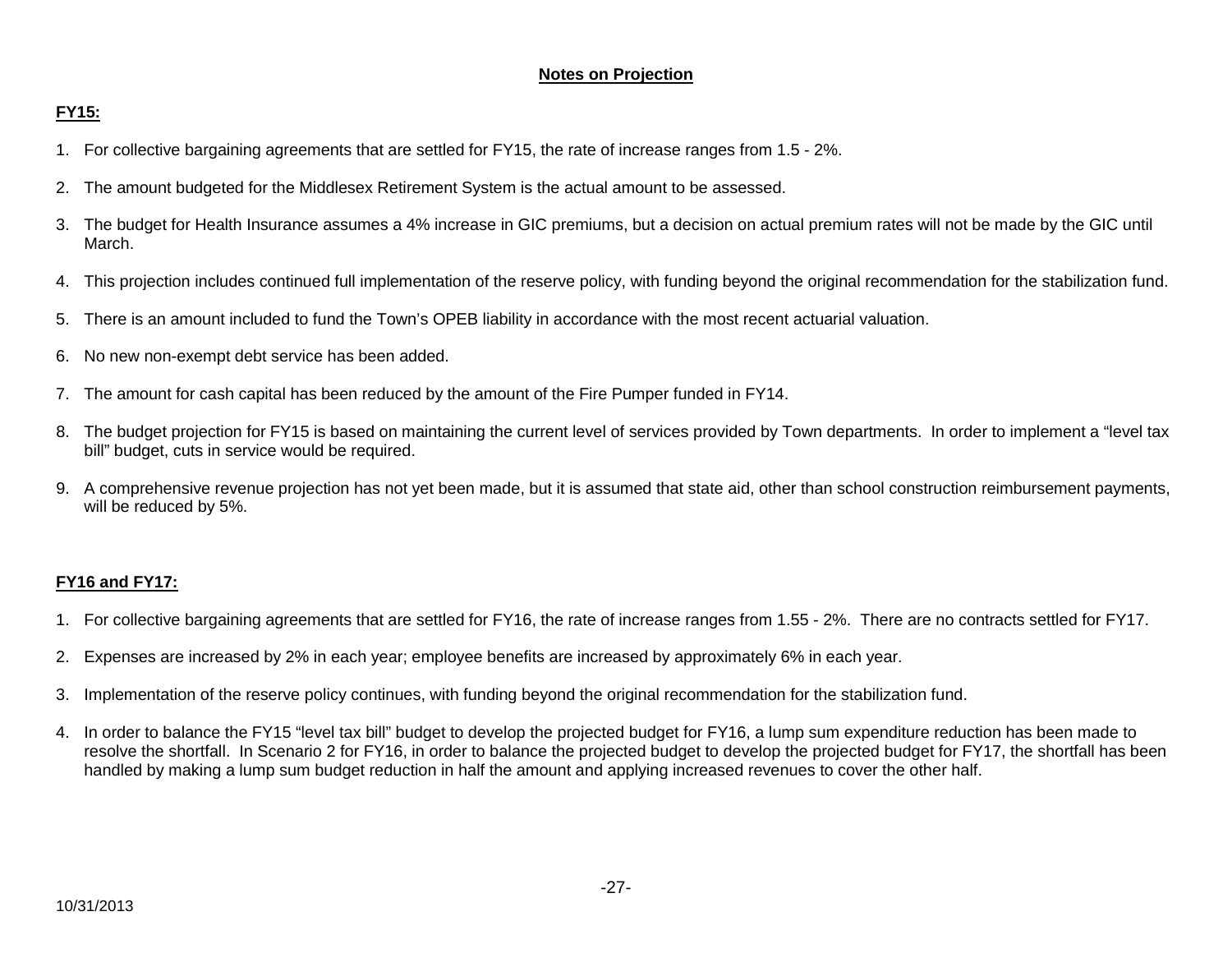## Notes on Projection

### FY15:

1. For collective bargaining agreements that are settled for FY15, the rate of increase ranges from 1.5 - 2%.

2. The amount budgeted for the Middlesex Retirement System is the actual amount to be assessed.

3. The budget for Health Insurance assumes a 4% increase in GIC premiums, but a decision on actual premium rates will not be made by the GIC until March.

4. This projection includes continued full implementation of the reserve policy, with funding beyond the original recommendation for the stabilization fund.

5. There is an amount included to fund the Town's OPEB liability in accordance with the most recent actuarial valuation.

6. No new non-exempt debt service has been added.

7. The amount for cash capital has been reduced by the amount of the Fire Pumper funded in FY14.

8. The budget projection for FY15 is based on maintaining the current level of services provided by Town departments. In order to implement a "level tax bill" budget, cuts in service would be required.

9. A comprehensive revenue projection has not yet been made, but it is assumed that state aid, other than school construction reimbursement payments, will be reduced by 5%.

### FY16 and FY17:

1. For collective bargaining agreements that are settled for FY16, the rate of increase ranges from 1.55 - 2%. There are no contracts settled for FY17.

2. Expenses are increased by 2% in each year; employee benefits are increased by approximately 6% in each year.

3. Implementation of the reserve policy continues, with funding beyond the original recommendation for the stabilization fund.

4. In order to balance the FY15 "level tax bill" budget to develop the projected budget for FY16, a lump sum expenditure reduction has been made to resolve the shortfall. In Scenario 2 for FY16, in order to balance the projected budget to develop the projected budget for FY17, the shortfall has been handled by making a lump sum budget reduction in half the amount and applying increased revenues to cover the other half.

10/31/2013